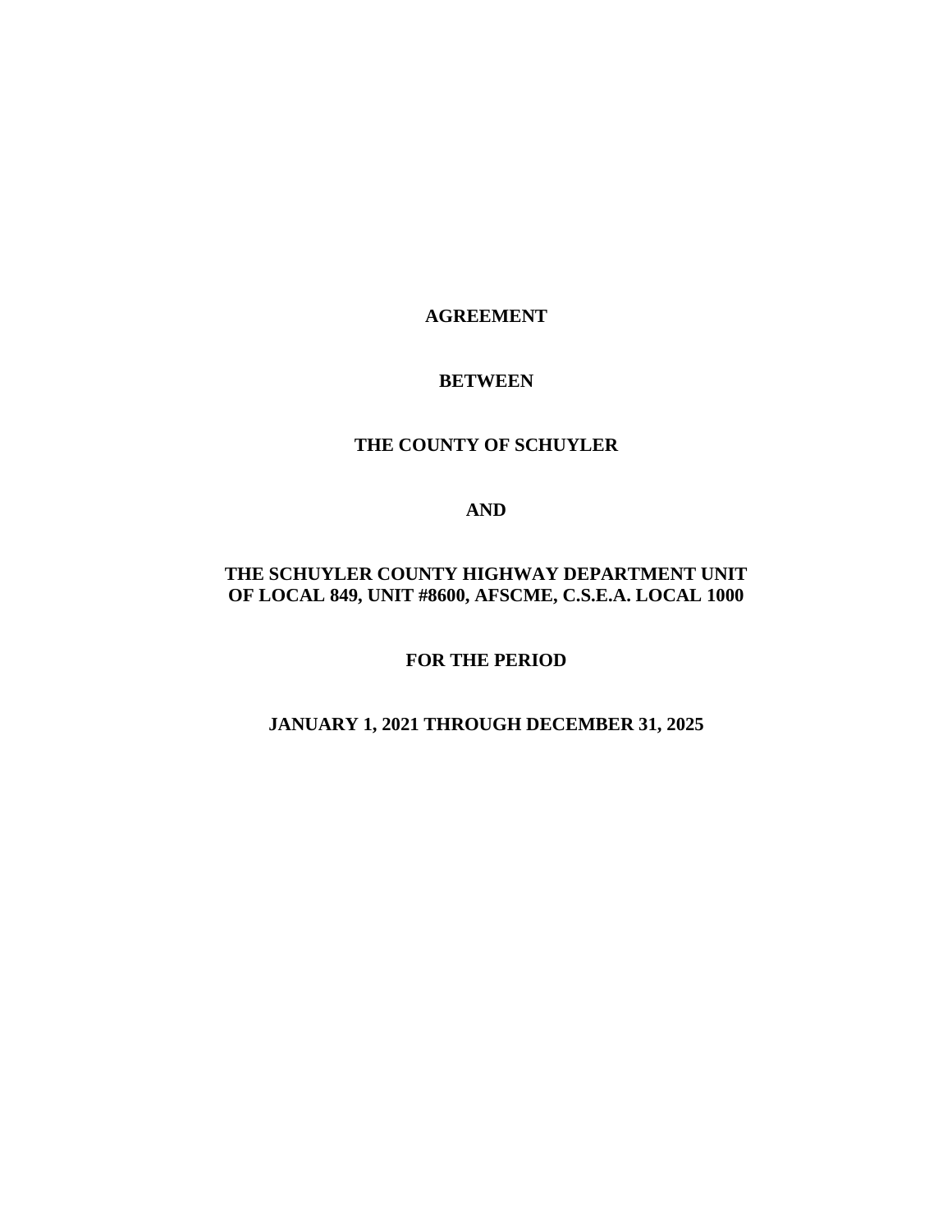**AGREEMENT**

**BETWEEN**

**THE COUNTY OF SCHUYLER**

**AND**

**THE SCHUYLER COUNTY HIGHWAY DEPARTMENT UNIT OF LOCAL 849, UNIT #8600, AFSCME, C.S.E.A. LOCAL 1000**

**FOR THE PERIOD**

**JANUARY 1, 2021 THROUGH DECEMBER 31, 2025**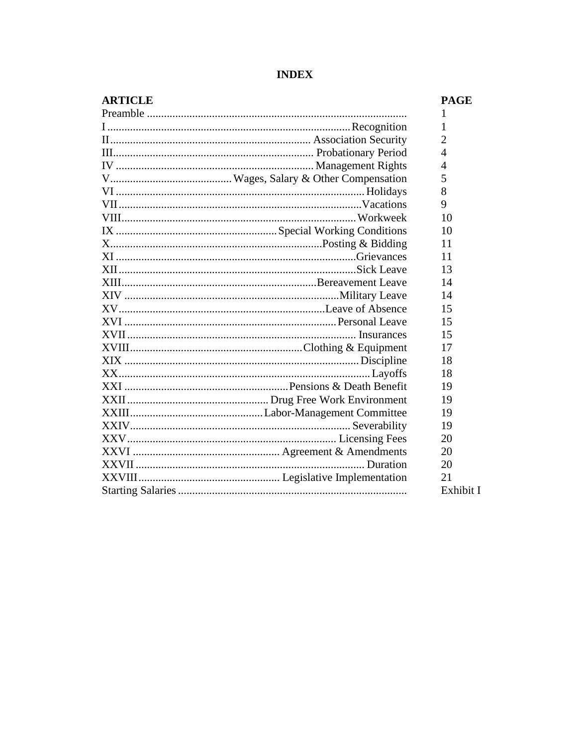# INDEX

| ARTICLE | | PAGE |
|---|---|---|
| Preamble | | 1 |
| I | Recognition | 1 |
| II | Association Security | 2 |
| III | Probationary Period | 4 |
| IV | Management Rights | 4 |
| V | Wages, Salary & Other Compensation | 5 |
| VI | Holidays | 8 |
| VII | Vacations | 9 |
| VIII | Workweek | 10 |
| IX | Special Working Conditions | 10 |
| X | Posting & Bidding | 11 |
| XI | Grievances | 11 |
| XII | Sick Leave | 13 |
| XIII | Bereavement Leave | 14 |
| XIV | Military Leave | 14 |
| XV | Leave of Absence | 15 |
| XVI | Personal Leave | 15 |
| XVII | Insurances | 15 |
| XVIII | Clothing & Equipment | 17 |
| XIX | Discipline | 18 |
| XX | Layoffs | 18 |
| XXI | Pensions & Death Benefit | 19 |
| XXII | Drug Free Work Environment | 19 |
| XXIII | Labor-Management Committee | 19 |
| XXIV | Severability | 19 |
| XXV | Licensing Fees | 20 |
| XXVI | Agreement & Amendments | 20 |
| XXVII | Duration | 20 |
| XXVIII | Legislative Implementation | 21 |
| Starting Salaries | | Exhibit I |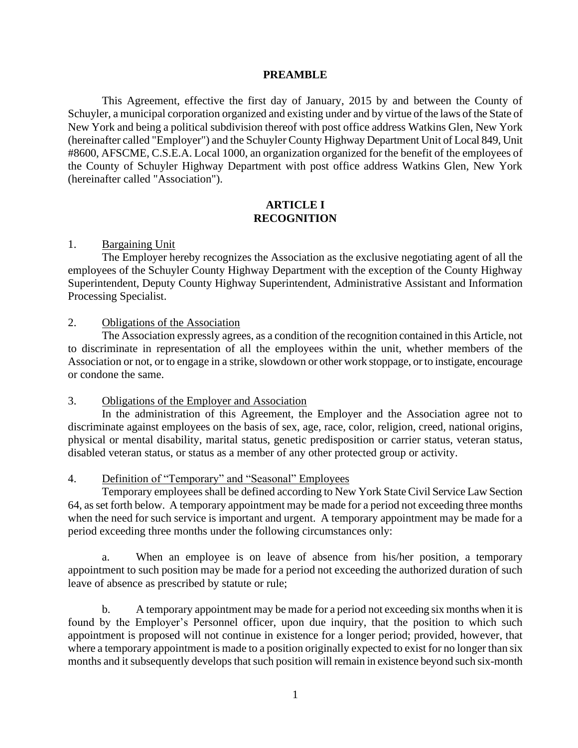## PREAMBLE

This Agreement, effective the first day of January, 2015 by and between the County of Schuyler, a municipal corporation organized and existing under and by virtue of the laws of the State of New York and being a political subdivision thereof with post office address Watkins Glen, New York (hereinafter called "Employer") and the Schuyler County Highway Department Unit of Local 849, Unit #8600, AFSCME, C.S.E.A. Local 1000, an organization organized for the benefit of the employees of the County of Schuyler Highway Department with post office address Watkins Glen, New York (hereinafter called "Association").

## ARTICLE I
## RECOGNITION

1. Bargaining Unit

The Employer hereby recognizes the Association as the exclusive negotiating agent of all the employees of the Schuyler County Highway Department with the exception of the County Highway Superintendent, Deputy County Highway Superintendent, Administrative Assistant and Information Processing Specialist.

2. Obligations of the Association

The Association expressly agrees, as a condition of the recognition contained in this Article, not to discriminate in representation of all the employees within the unit, whether members of the Association or not, or to engage in a strike, slowdown or other work stoppage, or to instigate, encourage or condone the same.

3. Obligations of the Employer and Association

In the administration of this Agreement, the Employer and the Association agree not to discriminate against employees on the basis of sex, age, race, color, religion, creed, national origins, physical or mental disability, marital status, genetic predisposition or carrier status, veteran status, disabled veteran status, or status as a member of any other protected group or activity.

4. Definition of "Temporary" and "Seasonal" Employees

Temporary employees shall be defined according to New York State Civil Service Law Section 64, as set forth below. A temporary appointment may be made for a period not exceeding three months when the need for such service is important and urgent. A temporary appointment may be made for a period exceeding three months under the following circumstances only:

a. When an employee is on leave of absence from his/her position, a temporary appointment to such position may be made for a period not exceeding the authorized duration of such leave of absence as prescribed by statute or rule;

b. A temporary appointment may be made for a period not exceeding six months when it is found by the Employer's Personnel officer, upon due inquiry, that the position to which such appointment is proposed will not continue in existence for a longer period; provided, however, that where a temporary appointment is made to a position originally expected to exist for no longer than six months and it subsequently develops that such position will remain in existence beyond such six-month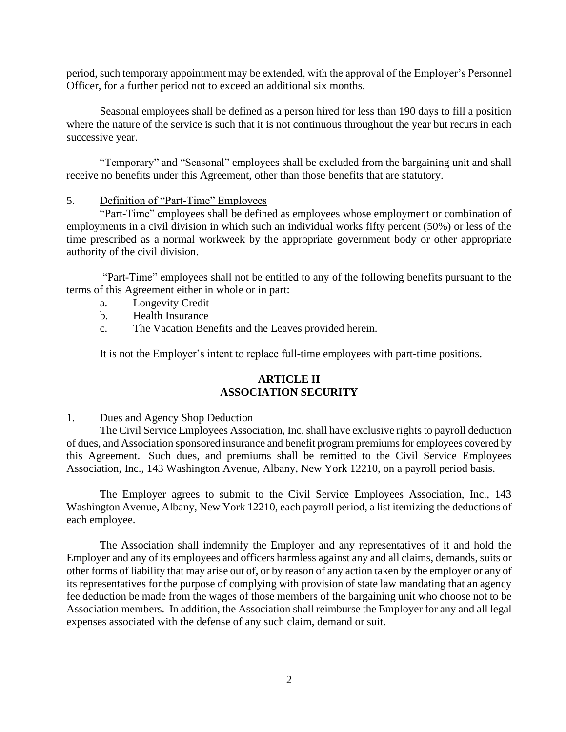period, such temporary appointment may be extended, with the approval of the Employer's Personnel Officer, for a further period not to exceed an additional six months.

Seasonal employees shall be defined as a person hired for less than 190 days to fill a position where the nature of the service is such that it is not continuous throughout the year but recurs in each successive year.

"Temporary" and "Seasonal" employees shall be excluded from the bargaining unit and shall receive no benefits under this Agreement, other than those benefits that are statutory.

5. <u>Definition of "Part-Time" Employees</u>

"Part-Time" employees shall be defined as employees whose employment or combination of employments in a civil division in which such an individual works fifty percent (50%) or less of the time prescribed as a normal workweek by the appropriate government body or other appropriate authority of the civil division.

"Part-Time" employees shall not be entitled to any of the following benefits pursuant to the terms of this Agreement either in whole or in part:

a. Longevity Credit
b. Health Insurance
c. The Vacation Benefits and the Leaves provided herein.

It is not the Employer's intent to replace full-time employees with part-time positions.

## ARTICLE II
## ASSOCIATION SECURITY

1. <u>Dues and Agency Shop Deduction</u>

The Civil Service Employees Association, Inc. shall have exclusive rights to payroll deduction of dues, and Association sponsored insurance and benefit program premiums for employees covered by this Agreement. Such dues, and premiums shall be remitted to the Civil Service Employees Association, Inc., 143 Washington Avenue, Albany, New York 12210, on a payroll period basis.

The Employer agrees to submit to the Civil Service Employees Association, Inc., 143 Washington Avenue, Albany, New York 12210, each payroll period, a list itemizing the deductions of each employee.

The Association shall indemnify the Employer and any representatives of it and hold the Employer and any of its employees and officers harmless against any and all claims, demands, suits or other forms of liability that may arise out of, or by reason of any action taken by the employer or any of its representatives for the purpose of complying with provision of state law mandating that an agency fee deduction be made from the wages of those members of the bargaining unit who choose not to be Association members. In addition, the Association shall reimburse the Employer for any and all legal expenses associated with the defense of any such claim, demand or suit.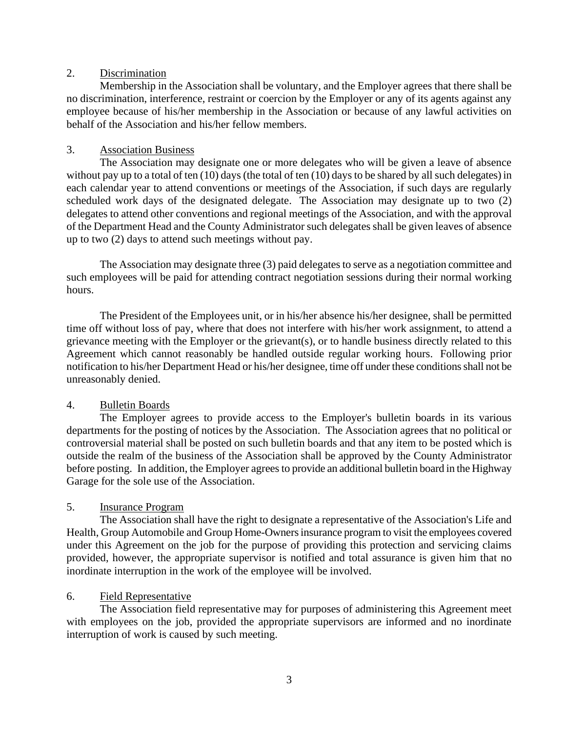2. Discrimination

Membership in the Association shall be voluntary, and the Employer agrees that there shall be no discrimination, interference, restraint or coercion by the Employer or any of its agents against any employee because of his/her membership in the Association or because of any lawful activities on behalf of the Association and his/her fellow members.

3. Association Business

The Association may designate one or more delegates who will be given a leave of absence without pay up to a total of ten (10) days (the total of ten (10) days to be shared by all such delegates) in each calendar year to attend conventions or meetings of the Association, if such days are regularly scheduled work days of the designated delegate. The Association may designate up to two (2) delegates to attend other conventions and regional meetings of the Association, and with the approval of the Department Head and the County Administrator such delegates shall be given leaves of absence up to two (2) days to attend such meetings without pay.

The Association may designate three (3) paid delegates to serve as a negotiation committee and such employees will be paid for attending contract negotiation sessions during their normal working hours.

The President of the Employees unit, or in his/her absence his/her designee, shall be permitted time off without loss of pay, where that does not interfere with his/her work assignment, to attend a grievance meeting with the Employer or the grievant(s), or to handle business directly related to this Agreement which cannot reasonably be handled outside regular working hours. Following prior notification to his/her Department Head or his/her designee, time off under these conditions shall not be unreasonably denied.

4. Bulletin Boards

The Employer agrees to provide access to the Employer's bulletin boards in its various departments for the posting of notices by the Association. The Association agrees that no political or controversial material shall be posted on such bulletin boards and that any item to be posted which is outside the realm of the business of the Association shall be approved by the County Administrator before posting. In addition, the Employer agrees to provide an additional bulletin board in the Highway Garage for the sole use of the Association.

5. Insurance Program

The Association shall have the right to designate a representative of the Association's Life and Health, Group Automobile and Group Home-Owners insurance program to visit the employees covered under this Agreement on the job for the purpose of providing this protection and servicing claims provided, however, the appropriate supervisor is notified and total assurance is given him that no inordinate interruption in the work of the employee will be involved.

6. Field Representative

The Association field representative may for purposes of administering this Agreement meet with employees on the job, provided the appropriate supervisors are informed and no inordinate interruption of work is caused by such meeting.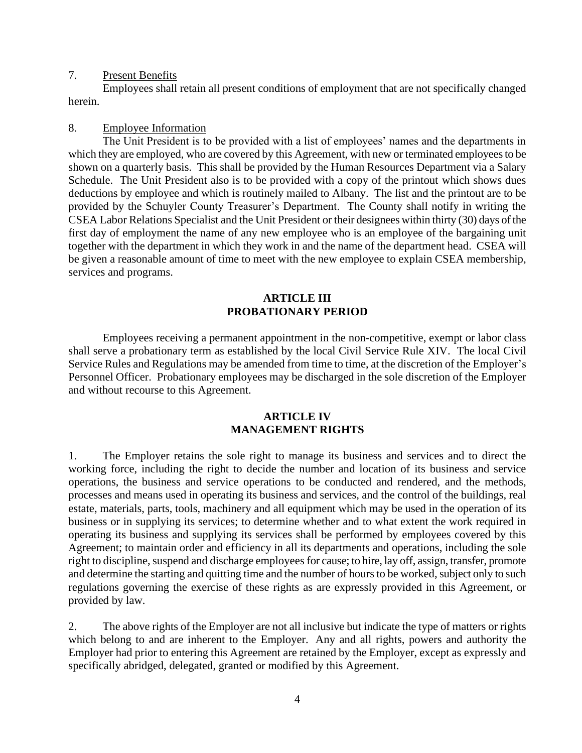7. <u>Present Benefits</u>

Employees shall retain all present conditions of employment that are not specifically changed herein.

8. <u>Employee Information</u>

The Unit President is to be provided with a list of employees' names and the departments in which they are employed, who are covered by this Agreement, with new or terminated employees to be shown on a quarterly basis. This shall be provided by the Human Resources Department via a Salary Schedule. The Unit President also is to be provided with a copy of the printout which shows dues deductions by employee and which is routinely mailed to Albany. The list and the printout are to be provided by the Schuyler County Treasurer's Department. The County shall notify in writing the CSEA Labor Relations Specialist and the Unit President or their designees within thirty (30) days of the first day of employment the name of any new employee who is an employee of the bargaining unit together with the department in which they work in and the name of the department head. CSEA will be given a reasonable amount of time to meet with the new employee to explain CSEA membership, services and programs.

## ARTICLE III
## PROBATIONARY PERIOD

Employees receiving a permanent appointment in the non-competitive, exempt or labor class shall serve a probationary term as established by the local Civil Service Rule XIV. The local Civil Service Rules and Regulations may be amended from time to time, at the discretion of the Employer's Personnel Officer. Probationary employees may be discharged in the sole discretion of the Employer and without recourse to this Agreement.

## ARTICLE IV
## MANAGEMENT RIGHTS

1. The Employer retains the sole right to manage its business and services and to direct the working force, including the right to decide the number and location of its business and service operations, the business and service operations to be conducted and rendered, and the methods, processes and means used in operating its business and services, and the control of the buildings, real estate, materials, parts, tools, machinery and all equipment which may be used in the operation of its business or in supplying its services; to determine whether and to what extent the work required in operating its business and supplying its services shall be performed by employees covered by this Agreement; to maintain order and efficiency in all its departments and operations, including the sole right to discipline, suspend and discharge employees for cause; to hire, lay off, assign, transfer, promote and determine the starting and quitting time and the number of hours to be worked, subject only to such regulations governing the exercise of these rights as are expressly provided in this Agreement, or provided by law.

2. The above rights of the Employer are not all inclusive but indicate the type of matters or rights which belong to and are inherent to the Employer. Any and all rights, powers and authority the Employer had prior to entering this Agreement are retained by the Employer, except as expressly and specifically abridged, delegated, granted or modified by this Agreement.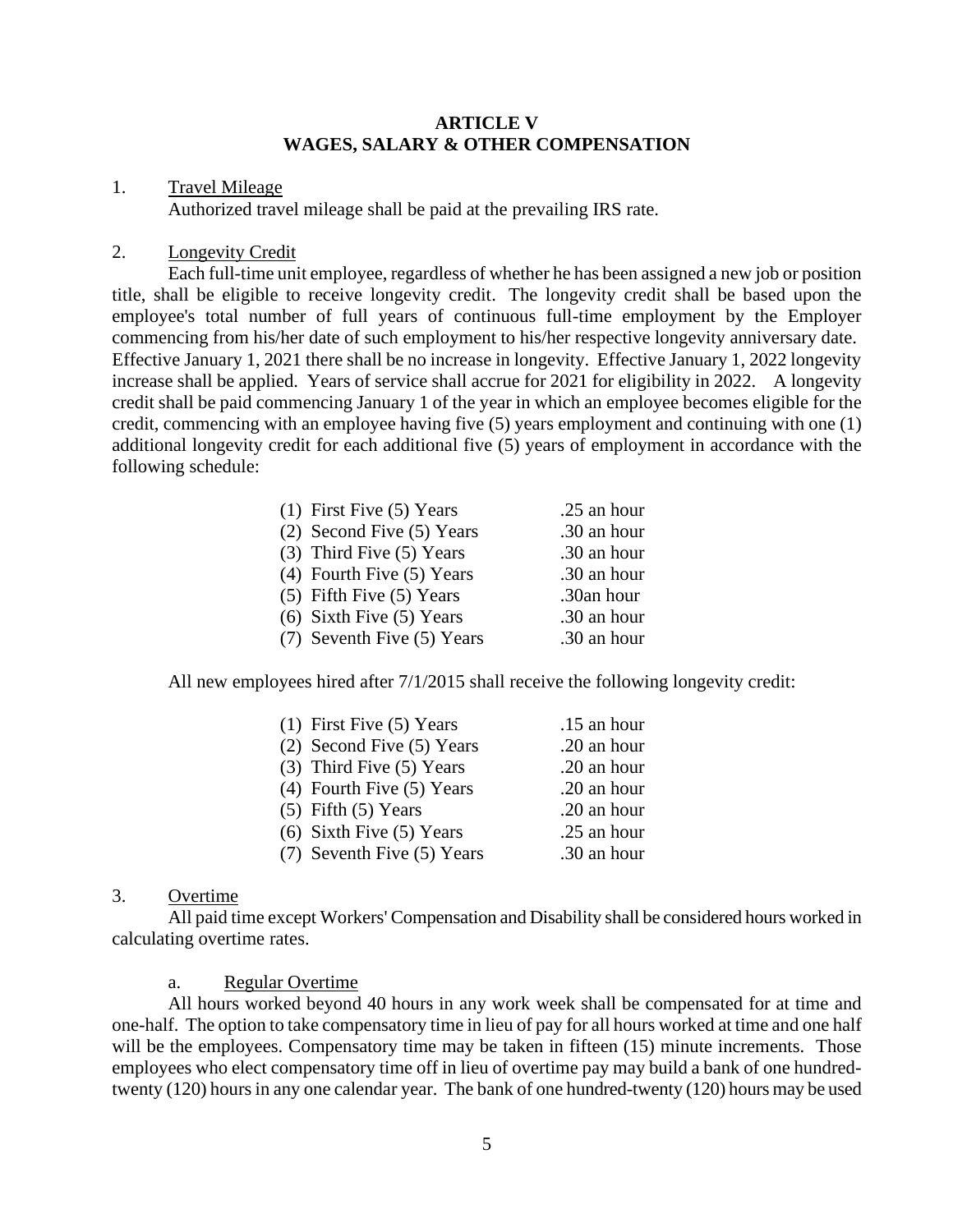## ARTICLE V
## WAGES, SALARY & OTHER COMPENSATION

1. <u>Travel Mileage</u>

Authorized travel mileage shall be paid at the prevailing IRS rate.

2. <u>Longevity Credit</u>

Each full-time unit employee, regardless of whether he has been assigned a new job or position title, shall be eligible to receive longevity credit. The longevity credit shall be based upon the employee's total number of full years of continuous full-time employment by the Employer commencing from his/her date of such employment to his/her respective longevity anniversary date. Effective January 1, 2021 there shall be no increase in longevity. Effective January 1, 2022 longevity increase shall be applied. Years of service shall accrue for 2021 for eligibility in 2022. A longevity credit shall be paid commencing January 1 of the year in which an employee becomes eligible for the credit, commencing with an employee having five (5) years employment and continuing with one (1) additional longevity credit for each additional five (5) years of employment in accordance with the following schedule:

| | |
|---|---|
| (1) First Five (5) Years | .25 an hour |
| (2) Second Five (5) Years | .30 an hour |
| (3) Third Five (5) Years | .30 an hour |
| (4) Fourth Five (5) Years | .30 an hour |
| (5) Fifth Five (5) Years | .30an hour |
| (6) Sixth Five (5) Years | .30 an hour |
| (7) Seventh Five (5) Years | .30 an hour |

All new employees hired after 7/1/2015 shall receive the following longevity credit:

| | |
|---|---|
| (1) First Five (5) Years | .15 an hour |
| (2) Second Five (5) Years | .20 an hour |
| (3) Third Five (5) Years | .20 an hour |
| (4) Fourth Five (5) Years | .20 an hour |
| (5) Fifth (5) Years | .20 an hour |
| (6) Sixth Five (5) Years | .25 an hour |
| (7) Seventh Five (5) Years | .30 an hour |

3. <u>Overtime</u>

All paid time except Workers' Compensation and Disability shall be considered hours worked in calculating overtime rates.

a. <u>Regular Overtime</u>

All hours worked beyond 40 hours in any work week shall be compensated for at time and one-half. The option to take compensatory time in lieu of pay for all hours worked at time and one half will be the employees. Compensatory time may be taken in fifteen (15) minute increments. Those employees who elect compensatory time off in lieu of overtime pay may build a bank of one hundred-twenty (120) hours in any one calendar year. The bank of one hundred-twenty (120) hours may be used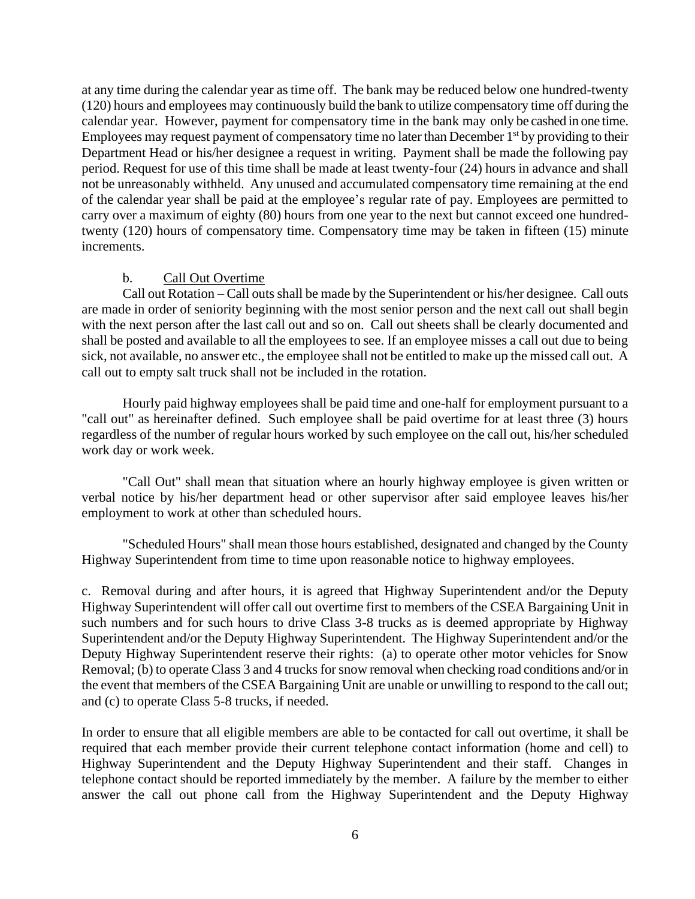at any time during the calendar year as time off. The bank may be reduced below one hundred-twenty (120) hours and employees may continuously build the bank to utilize compensatory time off during the calendar year. However, payment for compensatory time in the bank may only be cashed in one time. Employees may request payment of compensatory time no later than December 1st by providing to their Department Head or his/her designee a request in writing. Payment shall be made the following pay period. Request for use of this time shall be made at least twenty-four (24) hours in advance and shall not be unreasonably withheld. Any unused and accumulated compensatory time remaining at the end of the calendar year shall be paid at the employee's regular rate of pay. Employees are permitted to carry over a maximum of eighty (80) hours from one year to the next but cannot exceed one hundred-twenty (120) hours of compensatory time. Compensatory time may be taken in fifteen (15) minute increments.

b. Call Out Overtime

Call out Rotation – Call outs shall be made by the Superintendent or his/her designee. Call outs are made in order of seniority beginning with the most senior person and the next call out shall begin with the next person after the last call out and so on. Call out sheets shall be clearly documented and shall be posted and available to all the employees to see. If an employee misses a call out due to being sick, not available, no answer etc., the employee shall not be entitled to make up the missed call out. A call out to empty salt truck shall not be included in the rotation.

Hourly paid highway employees shall be paid time and one-half for employment pursuant to a "call out" as hereinafter defined. Such employee shall be paid overtime for at least three (3) hours regardless of the number of regular hours worked by such employee on the call out, his/her scheduled work day or work week.

"Call Out" shall mean that situation where an hourly highway employee is given written or verbal notice by his/her department head or other supervisor after said employee leaves his/her employment to work at other than scheduled hours.

"Scheduled Hours" shall mean those hours established, designated and changed by the County Highway Superintendent from time to time upon reasonable notice to highway employees.

c. Removal during and after hours, it is agreed that Highway Superintendent and/or the Deputy Highway Superintendent will offer call out overtime first to members of the CSEA Bargaining Unit in such numbers and for such hours to drive Class 3-8 trucks as is deemed appropriate by Highway Superintendent and/or the Deputy Highway Superintendent. The Highway Superintendent and/or the Deputy Highway Superintendent reserve their rights: (a) to operate other motor vehicles for Snow Removal; (b) to operate Class 3 and 4 trucks for snow removal when checking road conditions and/or in the event that members of the CSEA Bargaining Unit are unable or unwilling to respond to the call out; and (c) to operate Class 5-8 trucks, if needed.

In order to ensure that all eligible members are able to be contacted for call out overtime, it shall be required that each member provide their current telephone contact information (home and cell) to Highway Superintendent and the Deputy Highway Superintendent and their staff. Changes in telephone contact should be reported immediately by the member. A failure by the member to either answer the call out phone call from the Highway Superintendent and the Deputy Highway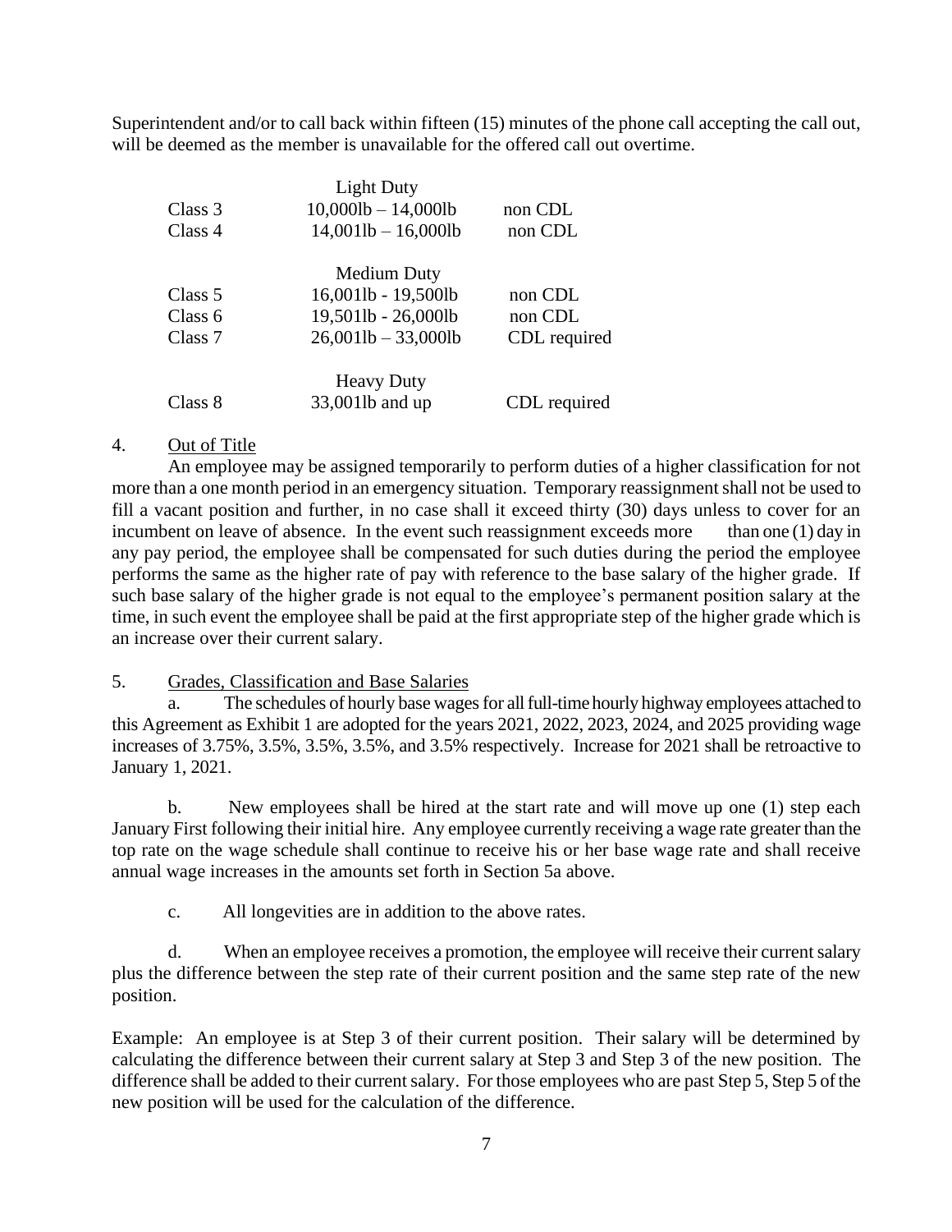Superintendent and/or to call back within fifteen (15) minutes of the phone call accepting the call out, will be deemed as the member is unavailable for the offered call out overtime.

| | Light Duty | |
|---|---|---|
| Class 3 | 10,000lb – 14,000lb | non CDL |
| Class 4 | 14,001lb – 16,000lb | non CDL |
| | Medium Duty | |
| Class 5 | 16,001lb - 19,500lb | non CDL |
| Class 6 | 19,501lb - 26,000lb | non CDL |
| Class 7 | 26,001lb – 33,000lb | CDL required |
| | Heavy Duty | |
| Class 8 | 33,001lb and up | CDL required |

4. Out of Title

An employee may be assigned temporarily to perform duties of a higher classification for not more than a one month period in an emergency situation. Temporary reassignment shall not be used to fill a vacant position and further, in no case shall it exceed thirty (30) days unless to cover for an incumbent on leave of absence. In the event such reassignment exceeds more than one (1) day in any pay period, the employee shall be compensated for such duties during the period the employee performs the same as the higher rate of pay with reference to the base salary of the higher grade. If such base salary of the higher grade is not equal to the employee's permanent position salary at the time, in such event the employee shall be paid at the first appropriate step of the higher grade which is an increase over their current salary.

5. Grades, Classification and Base Salaries

a. The schedules of hourly base wages for all full-time hourly highway employees attached to this Agreement as Exhibit 1 are adopted for the years 2021, 2022, 2023, 2024, and 2025 providing wage increases of 3.75%, 3.5%, 3.5%, 3.5%, and 3.5% respectively. Increase for 2021 shall be retroactive to January 1, 2021.

b. New employees shall be hired at the start rate and will move up one (1) step each January First following their initial hire. Any employee currently receiving a wage rate greater than the top rate on the wage schedule shall continue to receive his or her base wage rate and shall receive annual wage increases in the amounts set forth in Section 5a above.

c. All longevities are in addition to the above rates.

d. When an employee receives a promotion, the employee will receive their current salary plus the difference between the step rate of their current position and the same step rate of the new position.

Example: An employee is at Step 3 of their current position. Their salary will be determined by calculating the difference between their current salary at Step 3 and Step 3 of the new position. The difference shall be added to their current salary. For those employees who are past Step 5, Step 5 of the new position will be used for the calculation of the difference.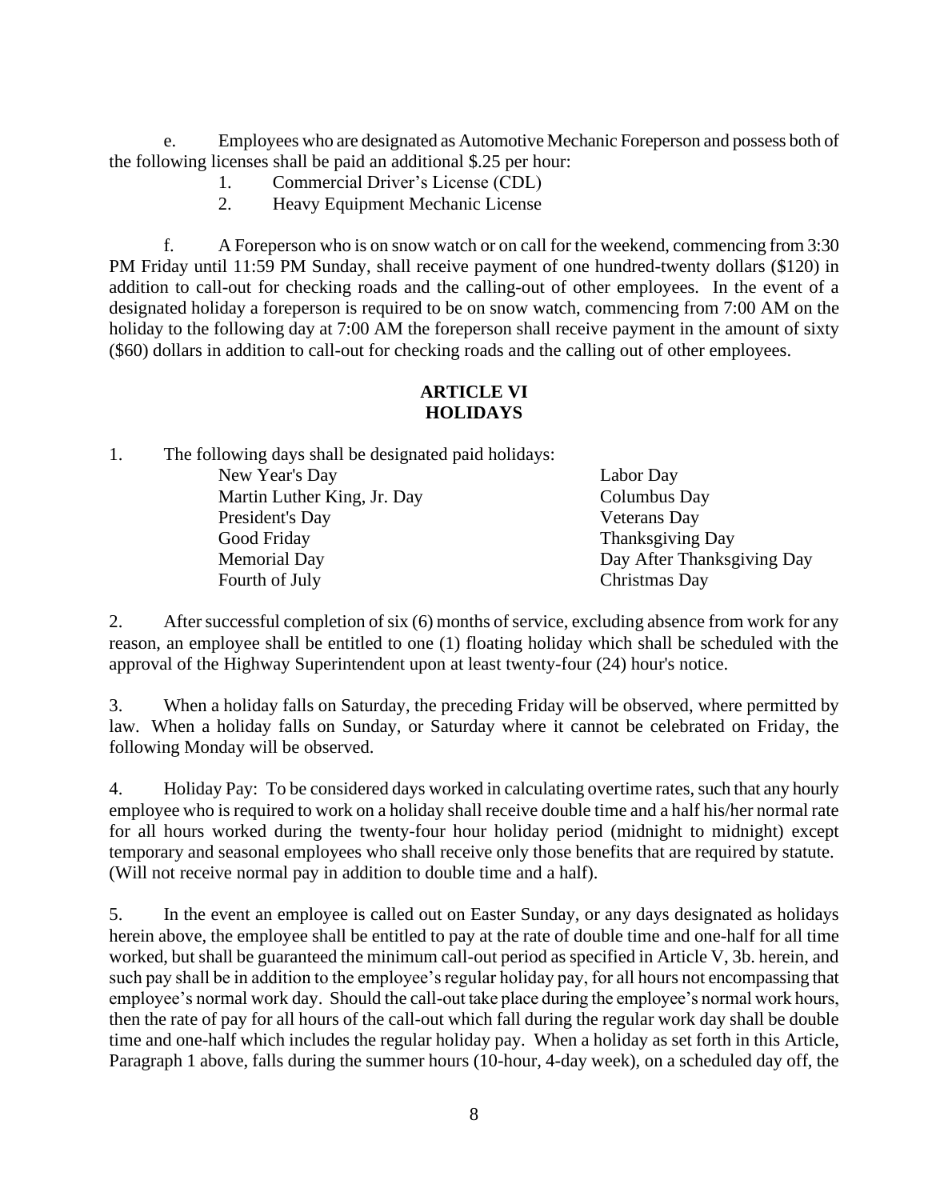e. Employees who are designated as Automotive Mechanic Foreperson and possess both of the following licenses shall be paid an additional $.25 per hour:

1. Commercial Driver's License (CDL)
2. Heavy Equipment Mechanic License

f. A Foreperson who is on snow watch or on call for the weekend, commencing from 3:30 PM Friday until 11:59 PM Sunday, shall receive payment of one hundred-twenty dollars ($120) in addition to call-out for checking roads and the calling-out of other employees. In the event of a designated holiday a foreperson is required to be on snow watch, commencing from 7:00 AM on the holiday to the following day at 7:00 AM the foreperson shall receive payment in the amount of sixty ($60) dollars in addition to call-out for checking roads and the calling out of other employees.

## ARTICLE VI
## HOLIDAYS

1. The following days shall be designated paid holidays:

| | |
|---|---|
| New Year's Day | Labor Day |
| Martin Luther King, Jr. Day | Columbus Day |
| President's Day | Veterans Day |
| Good Friday | Thanksgiving Day |
| Memorial Day | Day After Thanksgiving Day |
| Fourth of July | Christmas Day |

2. After successful completion of six (6) months of service, excluding absence from work for any reason, an employee shall be entitled to one (1) floating holiday which shall be scheduled with the approval of the Highway Superintendent upon at least twenty-four (24) hour's notice.

3. When a holiday falls on Saturday, the preceding Friday will be observed, where permitted by law. When a holiday falls on Sunday, or Saturday where it cannot be celebrated on Friday, the following Monday will be observed.

4. Holiday Pay: To be considered days worked in calculating overtime rates, such that any hourly employee who is required to work on a holiday shall receive double time and a half his/her normal rate for all hours worked during the twenty-four hour holiday period (midnight to midnight) except temporary and seasonal employees who shall receive only those benefits that are required by statute. (Will not receive normal pay in addition to double time and a half).

5. In the event an employee is called out on Easter Sunday, or any days designated as holidays herein above, the employee shall be entitled to pay at the rate of double time and one-half for all time worked, but shall be guaranteed the minimum call-out period as specified in Article V, 3b. herein, and such pay shall be in addition to the employee's regular holiday pay, for all hours not encompassing that employee's normal work day. Should the call-out take place during the employee's normal work hours, then the rate of pay for all hours of the call-out which fall during the regular work day shall be double time and one-half which includes the regular holiday pay. When a holiday as set forth in this Article, Paragraph 1 above, falls during the summer hours (10-hour, 4-day week), on a scheduled day off, the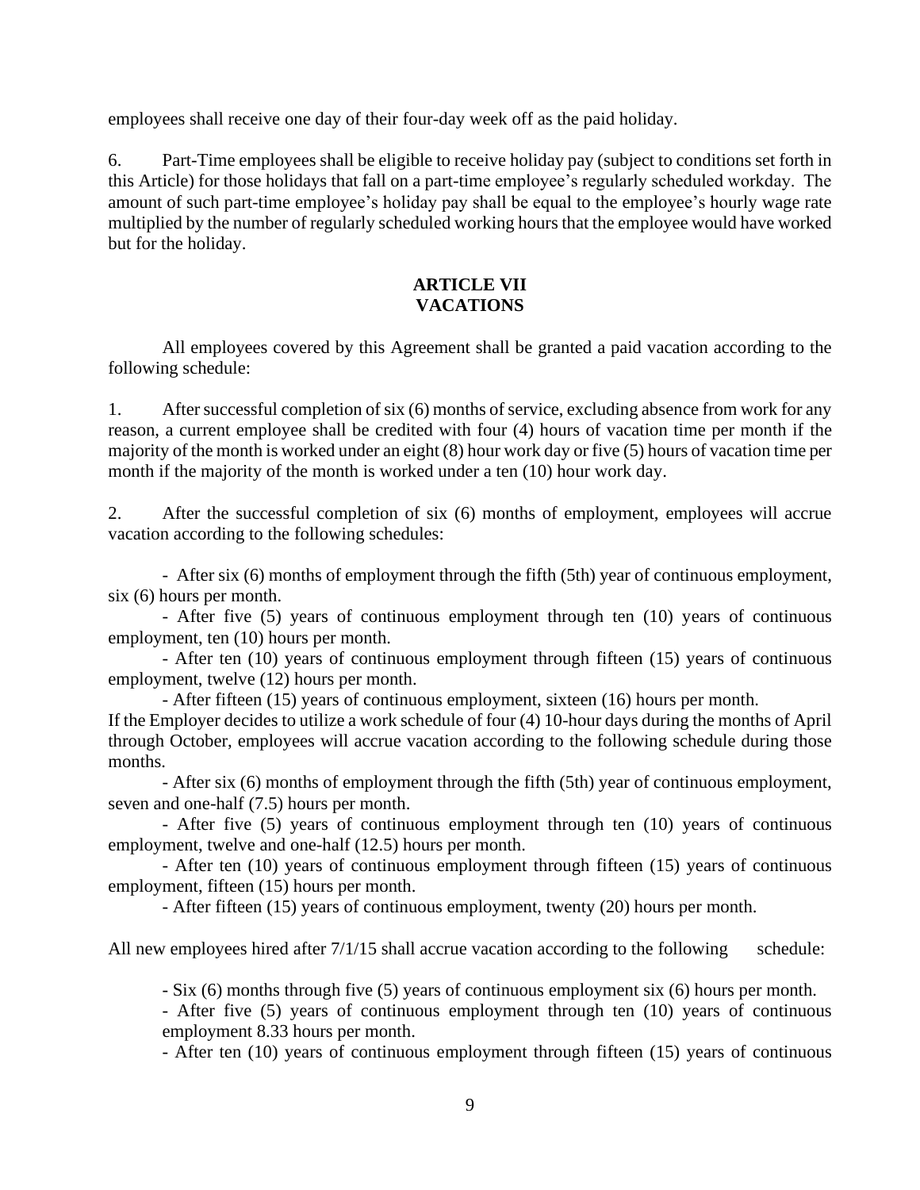employees shall receive one day of their four-day week off as the paid holiday.

6. Part-Time employees shall be eligible to receive holiday pay (subject to conditions set forth in this Article) for those holidays that fall on a part-time employee's regularly scheduled workday. The amount of such part-time employee's holiday pay shall be equal to the employee's hourly wage rate multiplied by the number of regularly scheduled working hours that the employee would have worked but for the holiday.

## ARTICLE VII
## VACATIONS

All employees covered by this Agreement shall be granted a paid vacation according to the following schedule:

1. After successful completion of six (6) months of service, excluding absence from work for any reason, a current employee shall be credited with four (4) hours of vacation time per month if the majority of the month is worked under an eight (8) hour work day or five (5) hours of vacation time per month if the majority of the month is worked under a ten (10) hour work day.

2. After the successful completion of six (6) months of employment, employees will accrue vacation according to the following schedules:

- After six (6) months of employment through the fifth (5th) year of continuous employment, six (6) hours per month.
- After five (5) years of continuous employment through ten (10) years of continuous employment, ten (10) hours per month.
- After ten (10) years of continuous employment through fifteen (15) years of continuous employment, twelve (12) hours per month.
- After fifteen (15) years of continuous employment, sixteen (16) hours per month.

If the Employer decides to utilize a work schedule of four (4) 10-hour days during the months of April through October, employees will accrue vacation according to the following schedule during those months.

- After six (6) months of employment through the fifth (5th) year of continuous employment, seven and one-half (7.5) hours per month.
- After five (5) years of continuous employment through ten (10) years of continuous employment, twelve and one-half (12.5) hours per month.
- After ten (10) years of continuous employment through fifteen (15) years of continuous employment, fifteen (15) hours per month.
- After fifteen (15) years of continuous employment, twenty (20) hours per month.

All new employees hired after 7/1/15 shall accrue vacation according to the following schedule:

- Six (6) months through five (5) years of continuous employment six (6) hours per month.
- After five (5) years of continuous employment through ten (10) years of continuous employment 8.33 hours per month.
- After ten (10) years of continuous employment through fifteen (15) years of continuous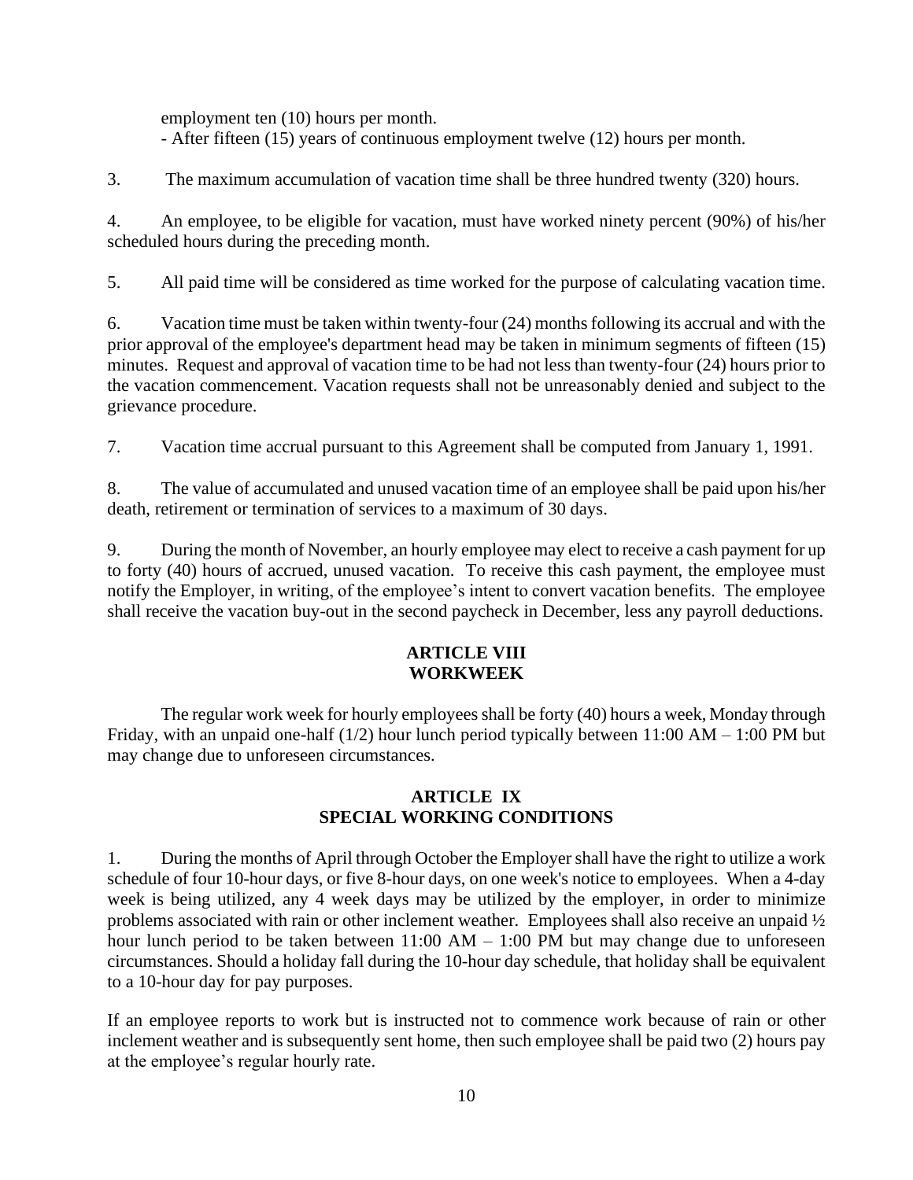employment ten (10) hours per month.

- After fifteen (15) years of continuous employment twelve (12) hours per month.

3. The maximum accumulation of vacation time shall be three hundred twenty (320) hours.

4. An employee, to be eligible for vacation, must have worked ninety percent (90%) of his/her scheduled hours during the preceding month.

5. All paid time will be considered as time worked for the purpose of calculating vacation time.

6. Vacation time must be taken within twenty-four (24) months following its accrual and with the prior approval of the employee's department head may be taken in minimum segments of fifteen (15) minutes. Request and approval of vacation time to be had not less than twenty-four (24) hours prior to the vacation commencement. Vacation requests shall not be unreasonably denied and subject to the grievance procedure.

7. Vacation time accrual pursuant to this Agreement shall be computed from January 1, 1991.

8. The value of accumulated and unused vacation time of an employee shall be paid upon his/her death, retirement or termination of services to a maximum of 30 days.

9. During the month of November, an hourly employee may elect to receive a cash payment for up to forty (40) hours of accrued, unused vacation. To receive this cash payment, the employee must notify the Employer, in writing, of the employee's intent to convert vacation benefits. The employee shall receive the vacation buy-out in the second paycheck in December, less any payroll deductions.

## ARTICLE VIII
## WORKWEEK

The regular work week for hourly employees shall be forty (40) hours a week, Monday through Friday, with an unpaid one-half (1/2) hour lunch period typically between 11:00 AM – 1:00 PM but may change due to unforeseen circumstances.

## ARTICLE IX
## SPECIAL WORKING CONDITIONS

1. During the months of April through October the Employer shall have the right to utilize a work schedule of four 10-hour days, or five 8-hour days, on one week's notice to employees. When a 4-day week is being utilized, any 4 week days may be utilized by the employer, in order to minimize problems associated with rain or other inclement weather. Employees shall also receive an unpaid ½ hour lunch period to be taken between 11:00 AM – 1:00 PM but may change due to unforeseen circumstances. Should a holiday fall during the 10-hour day schedule, that holiday shall be equivalent to a 10-hour day for pay purposes.

If an employee reports to work but is instructed not to commence work because of rain or other inclement weather and is subsequently sent home, then such employee shall be paid two (2) hours pay at the employee's regular hourly rate.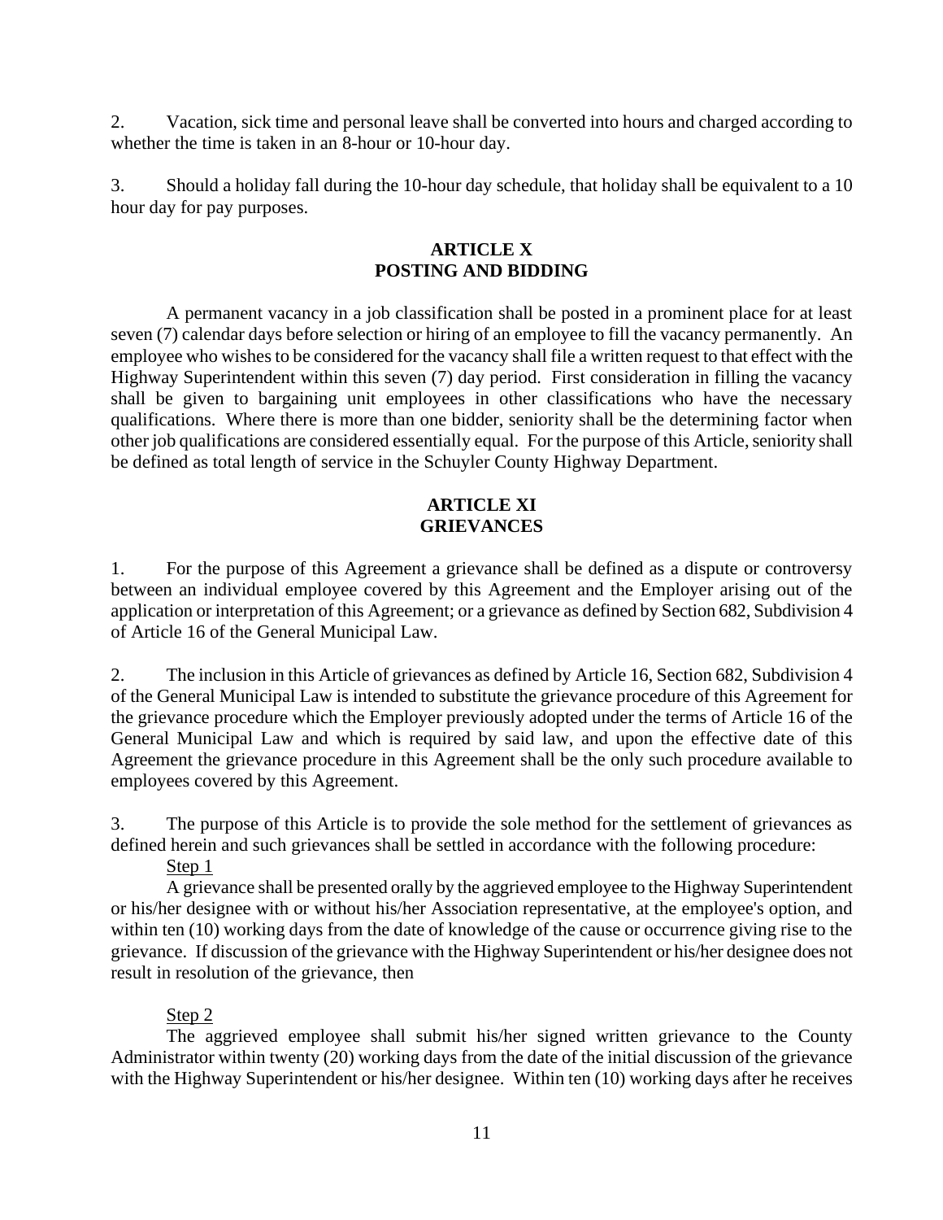2. Vacation, sick time and personal leave shall be converted into hours and charged according to whether the time is taken in an 8-hour or 10-hour day.

3. Should a holiday fall during the 10-hour day schedule, that holiday shall be equivalent to a 10 hour day for pay purposes.

## ARTICLE X
## POSTING AND BIDDING

A permanent vacancy in a job classification shall be posted in a prominent place for at least seven (7) calendar days before selection or hiring of an employee to fill the vacancy permanently. An employee who wishes to be considered for the vacancy shall file a written request to that effect with the Highway Superintendent within this seven (7) day period. First consideration in filling the vacancy shall be given to bargaining unit employees in other classifications who have the necessary qualifications. Where there is more than one bidder, seniority shall be the determining factor when other job qualifications are considered essentially equal. For the purpose of this Article, seniority shall be defined as total length of service in the Schuyler County Highway Department.

## ARTICLE XI
## GRIEVANCES

1. For the purpose of this Agreement a grievance shall be defined as a dispute or controversy between an individual employee covered by this Agreement and the Employer arising out of the application or interpretation of this Agreement; or a grievance as defined by Section 682, Subdivision 4 of Article 16 of the General Municipal Law.

2. The inclusion in this Article of grievances as defined by Article 16, Section 682, Subdivision 4 of the General Municipal Law is intended to substitute the grievance procedure of this Agreement for the grievance procedure which the Employer previously adopted under the terms of Article 16 of the General Municipal Law and which is required by said law, and upon the effective date of this Agreement the grievance procedure in this Agreement shall be the only such procedure available to employees covered by this Agreement.

3. The purpose of this Article is to provide the sole method for the settlement of grievances as defined herein and such grievances shall be settled in accordance with the following procedure:

Step 1

A grievance shall be presented orally by the aggrieved employee to the Highway Superintendent or his/her designee with or without his/her Association representative, at the employee's option, and within ten (10) working days from the date of knowledge of the cause or occurrence giving rise to the grievance. If discussion of the grievance with the Highway Superintendent or his/her designee does not result in resolution of the grievance, then

Step 2

The aggrieved employee shall submit his/her signed written grievance to the County Administrator within twenty (20) working days from the date of the initial discussion of the grievance with the Highway Superintendent or his/her designee. Within ten (10) working days after he receives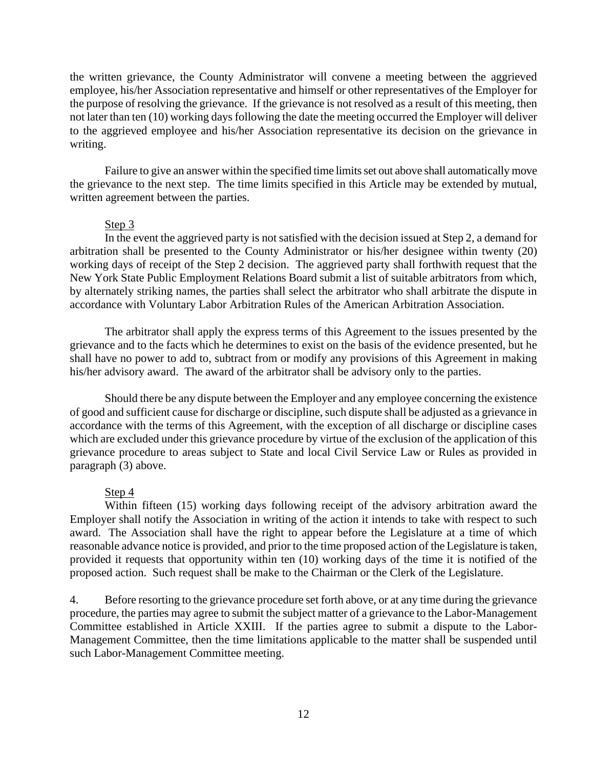the written grievance, the County Administrator will convene a meeting between the aggrieved employee, his/her Association representative and himself or other representatives of the Employer for the purpose of resolving the grievance. If the grievance is not resolved as a result of this meeting, then not later than ten (10) working days following the date the meeting occurred the Employer will deliver to the aggrieved employee and his/her Association representative its decision on the grievance in writing.

Failure to give an answer within the specified time limits set out above shall automatically move the grievance to the next step. The time limits specified in this Article may be extended by mutual, written agreement between the parties.

Step 3

In the event the aggrieved party is not satisfied with the decision issued at Step 2, a demand for arbitration shall be presented to the County Administrator or his/her designee within twenty (20) working days of receipt of the Step 2 decision. The aggrieved party shall forthwith request that the New York State Public Employment Relations Board submit a list of suitable arbitrators from which, by alternately striking names, the parties shall select the arbitrator who shall arbitrate the dispute in accordance with Voluntary Labor Arbitration Rules of the American Arbitration Association.

The arbitrator shall apply the express terms of this Agreement to the issues presented by the grievance and to the facts which he determines to exist on the basis of the evidence presented, but he shall have no power to add to, subtract from or modify any provisions of this Agreement in making his/her advisory award. The award of the arbitrator shall be advisory only to the parties.

Should there be any dispute between the Employer and any employee concerning the existence of good and sufficient cause for discharge or discipline, such dispute shall be adjusted as a grievance in accordance with the terms of this Agreement, with the exception of all discharge or discipline cases which are excluded under this grievance procedure by virtue of the exclusion of the application of this grievance procedure to areas subject to State and local Civil Service Law or Rules as provided in paragraph (3) above.

Step 4

Within fifteen (15) working days following receipt of the advisory arbitration award the Employer shall notify the Association in writing of the action it intends to take with respect to such award. The Association shall have the right to appear before the Legislature at a time of which reasonable advance notice is provided, and prior to the time proposed action of the Legislature is taken, provided it requests that opportunity within ten (10) working days of the time it is notified of the proposed action. Such request shall be make to the Chairman or the Clerk of the Legislature.

4. Before resorting to the grievance procedure set forth above, or at any time during the grievance procedure, the parties may agree to submit the subject matter of a grievance to the Labor-Management Committee established in Article XXIII. If the parties agree to submit a dispute to the Labor-Management Committee, then the time limitations applicable to the matter shall be suspended until such Labor-Management Committee meeting.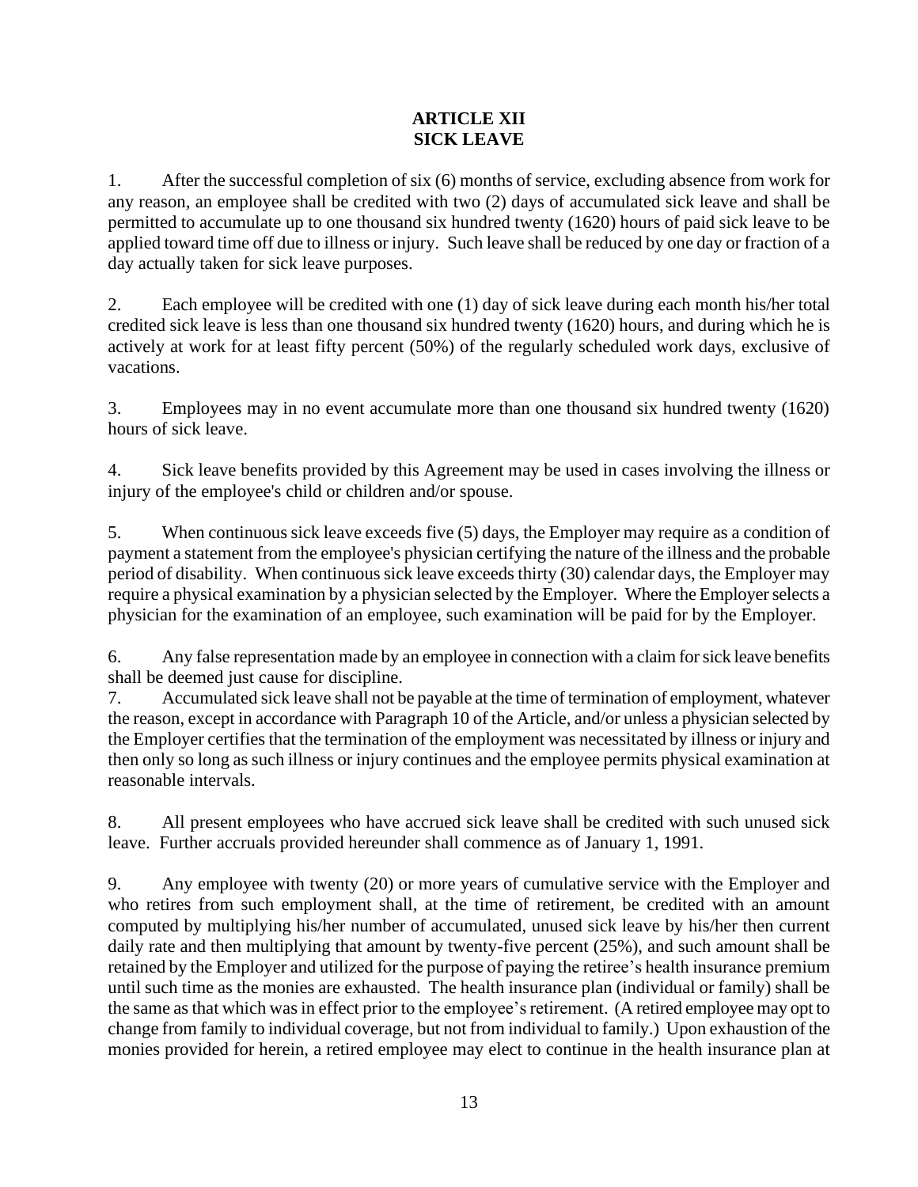# ARTICLE XII
# SICK LEAVE

1. After the successful completion of six (6) months of service, excluding absence from work for any reason, an employee shall be credited with two (2) days of accumulated sick leave and shall be permitted to accumulate up to one thousand six hundred twenty (1620) hours of paid sick leave to be applied toward time off due to illness or injury. Such leave shall be reduced by one day or fraction of a day actually taken for sick leave purposes.

2. Each employee will be credited with one (1) day of sick leave during each month his/her total credited sick leave is less than one thousand six hundred twenty (1620) hours, and during which he is actively at work for at least fifty percent (50%) of the regularly scheduled work days, exclusive of vacations.

3. Employees may in no event accumulate more than one thousand six hundred twenty (1620) hours of sick leave.

4. Sick leave benefits provided by this Agreement may be used in cases involving the illness or injury of the employee's child or children and/or spouse.

5. When continuous sick leave exceeds five (5) days, the Employer may require as a condition of payment a statement from the employee's physician certifying the nature of the illness and the probable period of disability. When continuous sick leave exceeds thirty (30) calendar days, the Employer may require a physical examination by a physician selected by the Employer. Where the Employer selects a physician for the examination of an employee, such examination will be paid for by the Employer.

6. Any false representation made by an employee in connection with a claim for sick leave benefits shall be deemed just cause for discipline.

7. Accumulated sick leave shall not be payable at the time of termination of employment, whatever the reason, except in accordance with Paragraph 10 of the Article, and/or unless a physician selected by the Employer certifies that the termination of the employment was necessitated by illness or injury and then only so long as such illness or injury continues and the employee permits physical examination at reasonable intervals.

8. All present employees who have accrued sick leave shall be credited with such unused sick leave. Further accruals provided hereunder shall commence as of January 1, 1991.

9. Any employee with twenty (20) or more years of cumulative service with the Employer and who retires from such employment shall, at the time of retirement, be credited with an amount computed by multiplying his/her number of accumulated, unused sick leave by his/her then current daily rate and then multiplying that amount by twenty-five percent (25%), and such amount shall be retained by the Employer and utilized for the purpose of paying the retiree's health insurance premium until such time as the monies are exhausted. The health insurance plan (individual or family) shall be the same as that which was in effect prior to the employee's retirement. (A retired employee may opt to change from family to individual coverage, but not from individual to family.) Upon exhaustion of the monies provided for herein, a retired employee may elect to continue in the health insurance plan at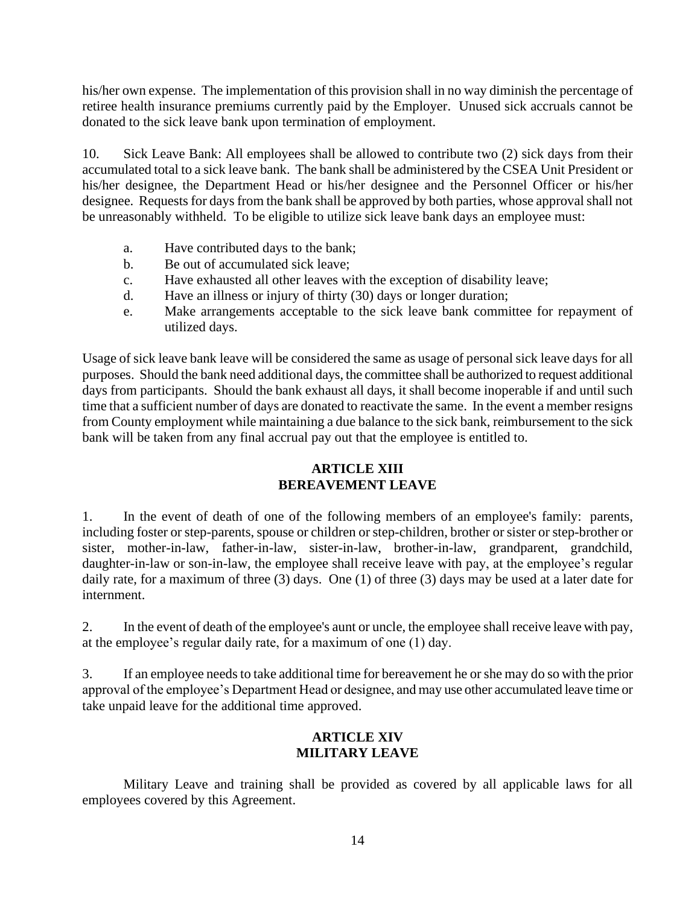his/her own expense. The implementation of this provision shall in no way diminish the percentage of retiree health insurance premiums currently paid by the Employer. Unused sick accruals cannot be donated to the sick leave bank upon termination of employment.

10. Sick Leave Bank: All employees shall be allowed to contribute two (2) sick days from their accumulated total to a sick leave bank. The bank shall be administered by the CSEA Unit President or his/her designee, the Department Head or his/her designee and the Personnel Officer or his/her designee. Requests for days from the bank shall be approved by both parties, whose approval shall not be unreasonably withheld. To be eligible to utilize sick leave bank days an employee must:

a. Have contributed days to the bank;
b. Be out of accumulated sick leave;
c. Have exhausted all other leaves with the exception of disability leave;
d. Have an illness or injury of thirty (30) days or longer duration;
e. Make arrangements acceptable to the sick leave bank committee for repayment of utilized days.

Usage of sick leave bank leave will be considered the same as usage of personal sick leave days for all purposes. Should the bank need additional days, the committee shall be authorized to request additional days from participants. Should the bank exhaust all days, it shall become inoperable if and until such time that a sufficient number of days are donated to reactivate the same. In the event a member resigns from County employment while maintaining a due balance to the sick bank, reimbursement to the sick bank will be taken from any final accrual pay out that the employee is entitled to.

## ARTICLE XIII
## BEREAVEMENT LEAVE

1. In the event of death of one of the following members of an employee's family: parents, including foster or step-parents, spouse or children or step-children, brother or sister or step-brother or sister, mother-in-law, father-in-law, sister-in-law, brother-in-law, grandparent, grandchild, daughter-in-law or son-in-law, the employee shall receive leave with pay, at the employee's regular daily rate, for a maximum of three (3) days. One (1) of three (3) days may be used at a later date for internment.

2. In the event of death of the employee's aunt or uncle, the employee shall receive leave with pay, at the employee's regular daily rate, for a maximum of one (1) day.

3. If an employee needs to take additional time for bereavement he or she may do so with the prior approval of the employee's Department Head or designee, and may use other accumulated leave time or take unpaid leave for the additional time approved.

## ARTICLE XIV
## MILITARY LEAVE

Military Leave and training shall be provided as covered by all applicable laws for all employees covered by this Agreement.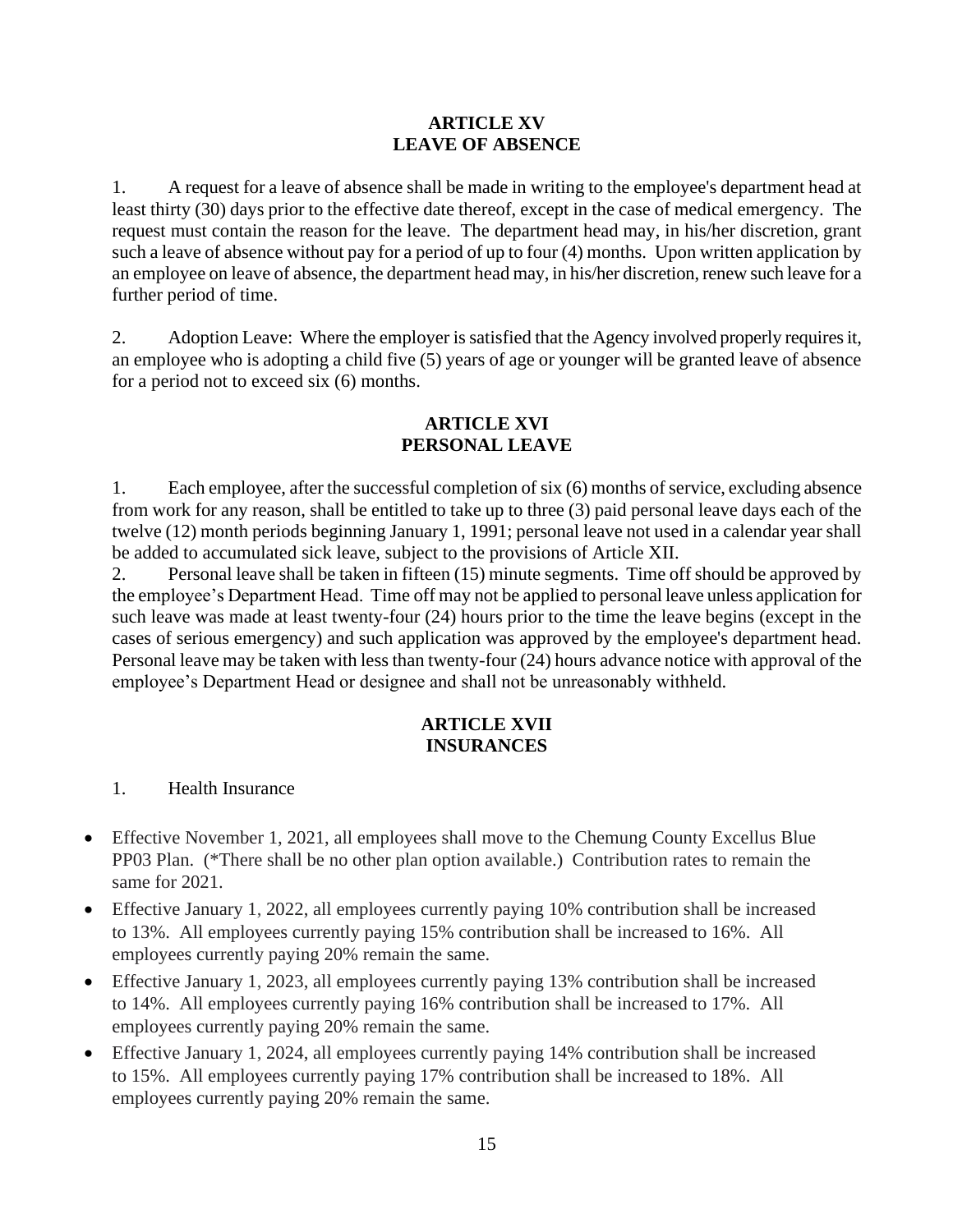## ARTICLE XV
## LEAVE OF ABSENCE

1. A request for a leave of absence shall be made in writing to the employee's department head at least thirty (30) days prior to the effective date thereof, except in the case of medical emergency. The request must contain the reason for the leave. The department head may, in his/her discretion, grant such a leave of absence without pay for a period of up to four (4) months. Upon written application by an employee on leave of absence, the department head may, in his/her discretion, renew such leave for a further period of time.

2. Adoption Leave: Where the employer is satisfied that the Agency involved properly requires it, an employee who is adopting a child five (5) years of age or younger will be granted leave of absence for a period not to exceed six (6) months.

## ARTICLE XVI
## PERSONAL LEAVE

1. Each employee, after the successful completion of six (6) months of service, excluding absence from work for any reason, shall be entitled to take up to three (3) paid personal leave days each of the twelve (12) month periods beginning January 1, 1991; personal leave not used in a calendar year shall be added to accumulated sick leave, subject to the provisions of Article XII.

2. Personal leave shall be taken in fifteen (15) minute segments. Time off should be approved by the employee's Department Head. Time off may not be applied to personal leave unless application for such leave was made at least twenty-four (24) hours prior to the time the leave begins (except in the cases of serious emergency) and such application was approved by the employee's department head. Personal leave may be taken with less than twenty-four (24) hours advance notice with approval of the employee's Department Head or designee and shall not be unreasonably withheld.

## ARTICLE XVII
## INSURANCES

1. Health Insurance

- Effective November 1, 2021, all employees shall move to the Chemung County Excellus Blue PP03 Plan. (*There shall be no other plan option available.) Contribution rates to remain the same for 2021.
- Effective January 1, 2022, all employees currently paying 10% contribution shall be increased to 13%. All employees currently paying 15% contribution shall be increased to 16%. All employees currently paying 20% remain the same.
- Effective January 1, 2023, all employees currently paying 13% contribution shall be increased to 14%. All employees currently paying 16% contribution shall be increased to 17%. All employees currently paying 20% remain the same.
- Effective January 1, 2024, all employees currently paying 14% contribution shall be increased to 15%. All employees currently paying 17% contribution shall be increased to 18%. All employees currently paying 20% remain the same.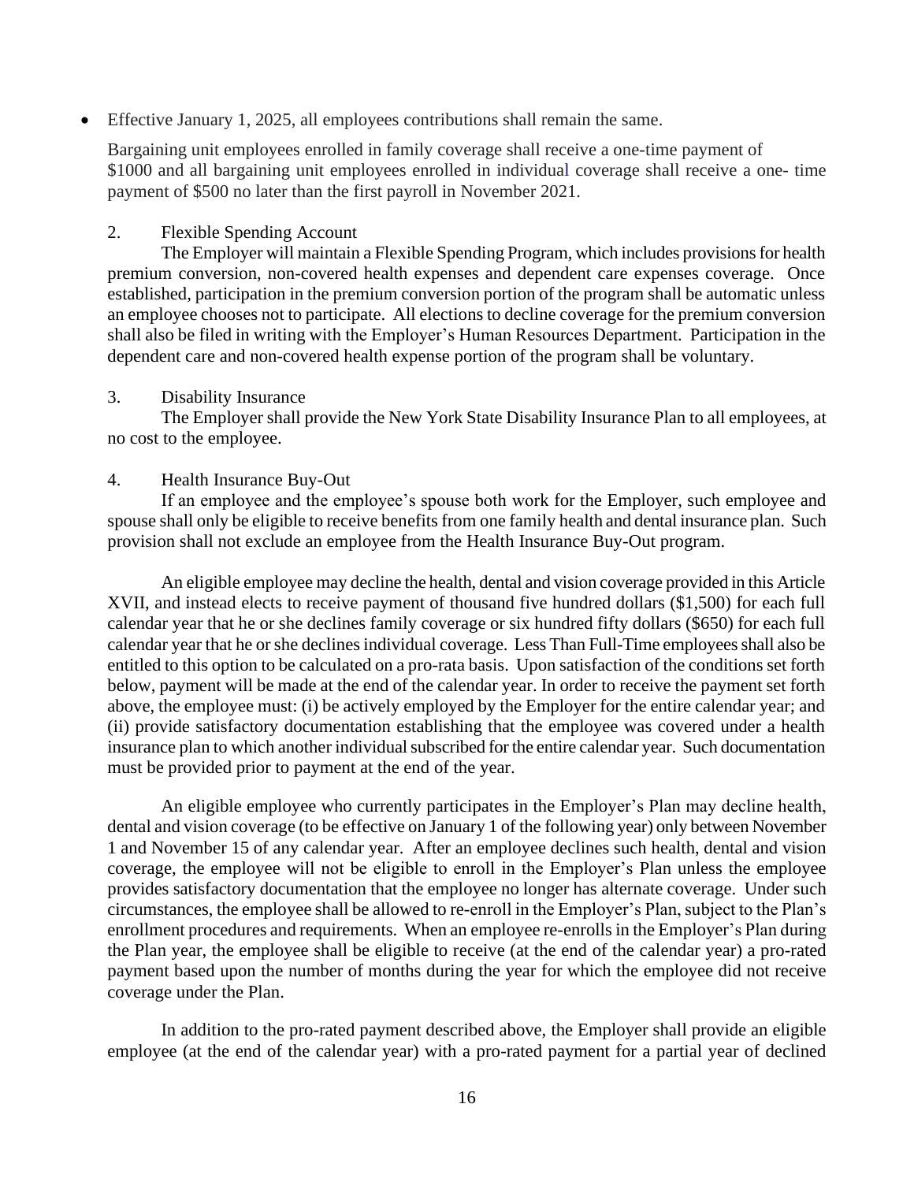- Effective January 1, 2025, all employees contributions shall remain the same.

Bargaining unit employees enrolled in family coverage shall receive a one-time payment of $1000 and all bargaining unit employees enrolled in individual coverage shall receive a one- time payment of $500 no later than the first payroll in November 2021.

2. Flexible Spending Account

The Employer will maintain a Flexible Spending Program, which includes provisions for health premium conversion, non-covered health expenses and dependent care expenses coverage. Once established, participation in the premium conversion portion of the program shall be automatic unless an employee chooses not to participate. All elections to decline coverage for the premium conversion shall also be filed in writing with the Employer's Human Resources Department. Participation in the dependent care and non-covered health expense portion of the program shall be voluntary.

3. Disability Insurance

The Employer shall provide the New York State Disability Insurance Plan to all employees, at no cost to the employee.

4. Health Insurance Buy-Out

If an employee and the employee's spouse both work for the Employer, such employee and spouse shall only be eligible to receive benefits from one family health and dental insurance plan. Such provision shall not exclude an employee from the Health Insurance Buy-Out program.

An eligible employee may decline the health, dental and vision coverage provided in this Article XVII, and instead elects to receive payment of thousand five hundred dollars ($1,500) for each full calendar year that he or she declines family coverage or six hundred fifty dollars ($650) for each full calendar year that he or she declines individual coverage. Less Than Full-Time employees shall also be entitled to this option to be calculated on a pro-rata basis. Upon satisfaction of the conditions set forth below, payment will be made at the end of the calendar year. In order to receive the payment set forth above, the employee must: (i) be actively employed by the Employer for the entire calendar year; and (ii) provide satisfactory documentation establishing that the employee was covered under a health insurance plan to which another individual subscribed for the entire calendar year. Such documentation must be provided prior to payment at the end of the year.

An eligible employee who currently participates in the Employer's Plan may decline health, dental and vision coverage (to be effective on January 1 of the following year) only between November 1 and November 15 of any calendar year. After an employee declines such health, dental and vision coverage, the employee will not be eligible to enroll in the Employer's Plan unless the employee provides satisfactory documentation that the employee no longer has alternate coverage. Under such circumstances, the employee shall be allowed to re-enroll in the Employer's Plan, subject to the Plan's enrollment procedures and requirements. When an employee re-enrolls in the Employer's Plan during the Plan year, the employee shall be eligible to receive (at the end of the calendar year) a pro-rated payment based upon the number of months during the year for which the employee did not receive coverage under the Plan.

In addition to the pro-rated payment described above, the Employer shall provide an eligible employee (at the end of the calendar year) with a pro-rated payment for a partial year of declined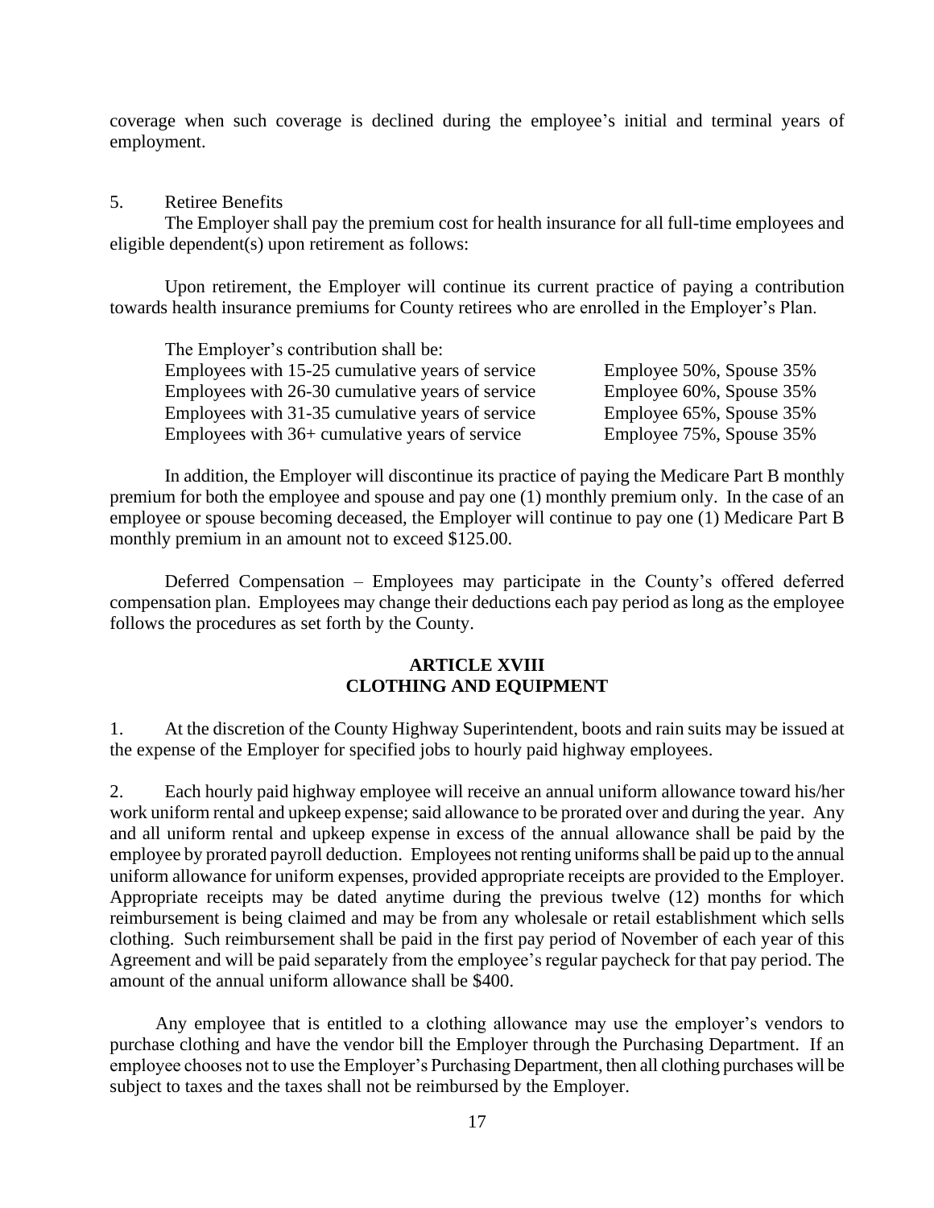coverage when such coverage is declined during the employee's initial and terminal years of employment.

5. Retiree Benefits

The Employer shall pay the premium cost for health insurance for all full-time employees and eligible dependent(s) upon retirement as follows:

Upon retirement, the Employer will continue its current practice of paying a contribution towards health insurance premiums for County retirees who are enrolled in the Employer's Plan.

The Employer's contribution shall be:

| | |
|---|---|
| Employees with 15-25 cumulative years of service | Employee 50%, Spouse 35% |
| Employees with 26-30 cumulative years of service | Employee 60%, Spouse 35% |
| Employees with 31-35 cumulative years of service | Employee 65%, Spouse 35% |
| Employees with 36+ cumulative years of service | Employee 75%, Spouse 35% |

In addition, the Employer will discontinue its practice of paying the Medicare Part B monthly premium for both the employee and spouse and pay one (1) monthly premium only. In the case of an employee or spouse becoming deceased, the Employer will continue to pay one (1) Medicare Part B monthly premium in an amount not to exceed $125.00.

Deferred Compensation – Employees may participate in the County's offered deferred compensation plan. Employees may change their deductions each pay period as long as the employee follows the procedures as set forth by the County.

## ARTICLE XVIII
## CLOTHING AND EQUIPMENT

1. At the discretion of the County Highway Superintendent, boots and rain suits may be issued at the expense of the Employer for specified jobs to hourly paid highway employees.

2. Each hourly paid highway employee will receive an annual uniform allowance toward his/her work uniform rental and upkeep expense; said allowance to be prorated over and during the year. Any and all uniform rental and upkeep expense in excess of the annual allowance shall be paid by the employee by prorated payroll deduction. Employees not renting uniforms shall be paid up to the annual uniform allowance for uniform expenses, provided appropriate receipts are provided to the Employer. Appropriate receipts may be dated anytime during the previous twelve (12) months for which reimbursement is being claimed and may be from any wholesale or retail establishment which sells clothing. Such reimbursement shall be paid in the first pay period of November of each year of this Agreement and will be paid separately from the employee's regular paycheck for that pay period. The amount of the annual uniform allowance shall be $400.

Any employee that is entitled to a clothing allowance may use the employer's vendors to purchase clothing and have the vendor bill the Employer through the Purchasing Department. If an employee chooses not to use the Employer's Purchasing Department, then all clothing purchases will be subject to taxes and the taxes shall not be reimbursed by the Employer.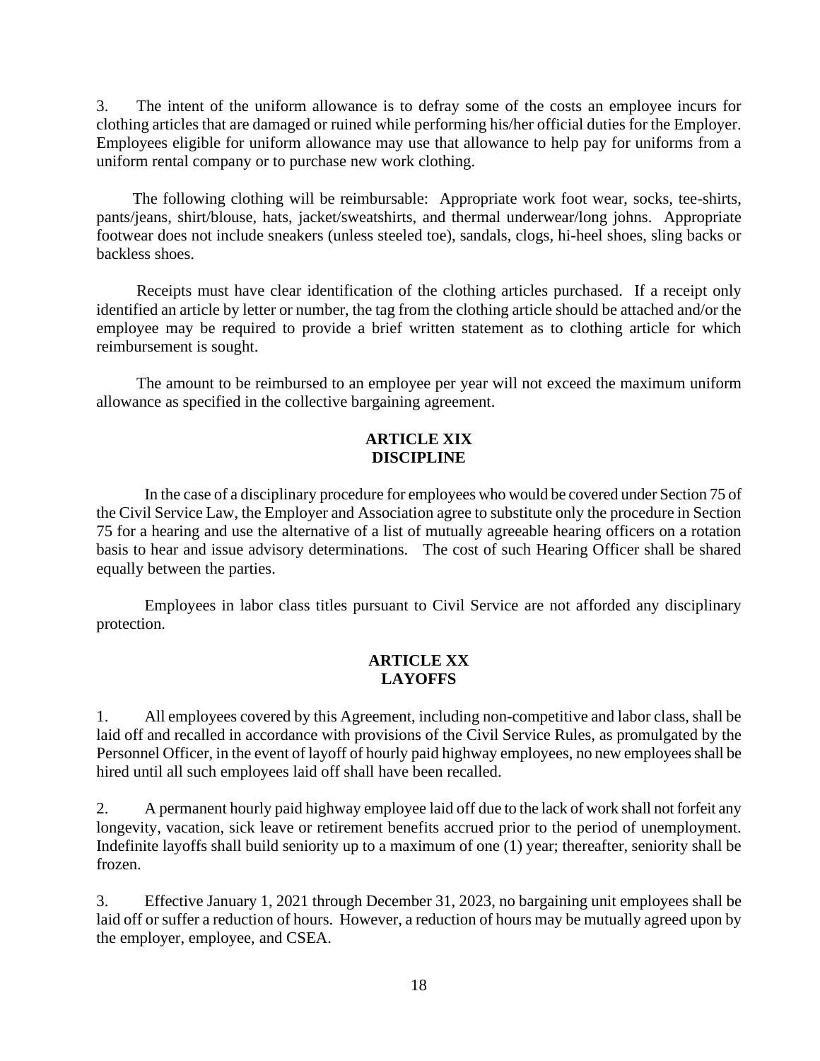3. The intent of the uniform allowance is to defray some of the costs an employee incurs for clothing articles that are damaged or ruined while performing his/her official duties for the Employer. Employees eligible for uniform allowance may use that allowance to help pay for uniforms from a uniform rental company or to purchase new work clothing.

The following clothing will be reimbursable: Appropriate work foot wear, socks, tee-shirts, pants/jeans, shirt/blouse, hats, jacket/sweatshirts, and thermal underwear/long johns. Appropriate footwear does not include sneakers (unless steeled toe), sandals, clogs, hi-heel shoes, sling backs or backless shoes.

Receipts must have clear identification of the clothing articles purchased. If a receipt only identified an article by letter or number, the tag from the clothing article should be attached and/or the employee may be required to provide a brief written statement as to clothing article for which reimbursement is sought.

The amount to be reimbursed to an employee per year will not exceed the maximum uniform allowance as specified in the collective bargaining agreement.

## ARTICLE XIX
## DISCIPLINE

In the case of a disciplinary procedure for employees who would be covered under Section 75 of the Civil Service Law, the Employer and Association agree to substitute only the procedure in Section 75 for a hearing and use the alternative of a list of mutually agreeable hearing officers on a rotation basis to hear and issue advisory determinations. The cost of such Hearing Officer shall be shared equally between the parties.

Employees in labor class titles pursuant to Civil Service are not afforded any disciplinary protection.

## ARTICLE XX
## LAYOFFS

1. All employees covered by this Agreement, including non-competitive and labor class, shall be laid off and recalled in accordance with provisions of the Civil Service Rules, as promulgated by the Personnel Officer, in the event of layoff of hourly paid highway employees, no new employees shall be hired until all such employees laid off shall have been recalled.

2. A permanent hourly paid highway employee laid off due to the lack of work shall not forfeit any longevity, vacation, sick leave or retirement benefits accrued prior to the period of unemployment. Indefinite layoffs shall build seniority up to a maximum of one (1) year; thereafter, seniority shall be frozen.

3. Effective January 1, 2021 through December 31, 2023, no bargaining unit employees shall be laid off or suffer a reduction of hours. However, a reduction of hours may be mutually agreed upon by the employer, employee, and CSEA.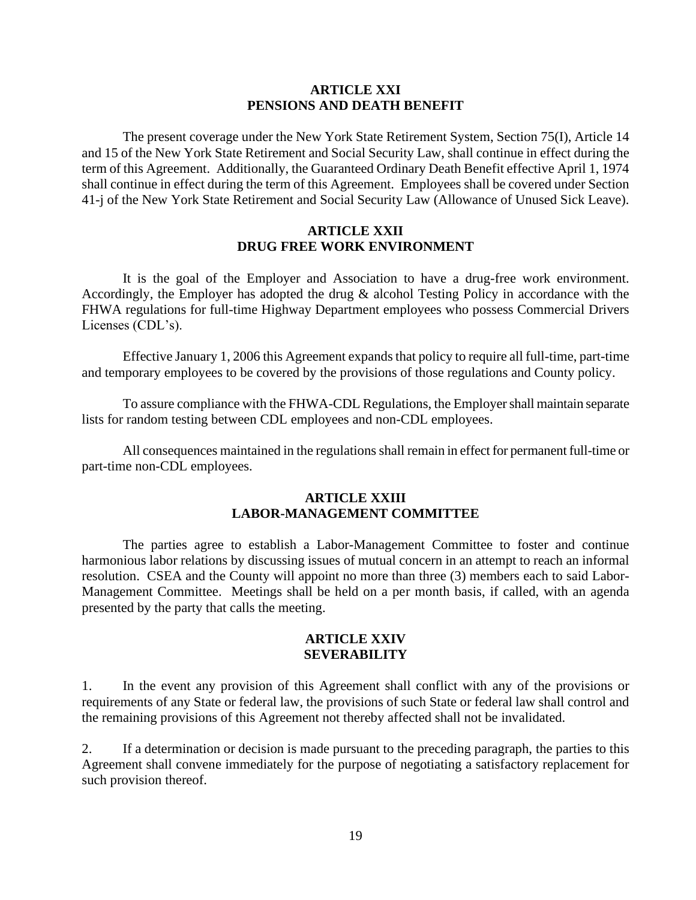## ARTICLE XXI
## PENSIONS AND DEATH BENEFIT

The present coverage under the New York State Retirement System, Section 75(I), Article 14 and 15 of the New York State Retirement and Social Security Law, shall continue in effect during the term of this Agreement. Additionally, the Guaranteed Ordinary Death Benefit effective April 1, 1974 shall continue in effect during the term of this Agreement. Employees shall be covered under Section 41-j of the New York State Retirement and Social Security Law (Allowance of Unused Sick Leave).

## ARTICLE XXII
## DRUG FREE WORK ENVIRONMENT

It is the goal of the Employer and Association to have a drug-free work environment. Accordingly, the Employer has adopted the drug & alcohol Testing Policy in accordance with the FHWA regulations for full-time Highway Department employees who possess Commercial Drivers Licenses (CDL's).

Effective January 1, 2006 this Agreement expands that policy to require all full-time, part-time and temporary employees to be covered by the provisions of those regulations and County policy.

To assure compliance with the FHWA-CDL Regulations, the Employer shall maintain separate lists for random testing between CDL employees and non-CDL employees.

All consequences maintained in the regulations shall remain in effect for permanent full-time or part-time non-CDL employees.

## ARTICLE XXIII
## LABOR-MANAGEMENT COMMITTEE

The parties agree to establish a Labor-Management Committee to foster and continue harmonious labor relations by discussing issues of mutual concern in an attempt to reach an informal resolution. CSEA and the County will appoint no more than three (3) members each to said Labor-Management Committee. Meetings shall be held on a per month basis, if called, with an agenda presented by the party that calls the meeting.

## ARTICLE XXIV
## SEVERABILITY

1. In the event any provision of this Agreement shall conflict with any of the provisions or requirements of any State or federal law, the provisions of such State or federal law shall control and the remaining provisions of this Agreement not thereby affected shall not be invalidated.

2. If a determination or decision is made pursuant to the preceding paragraph, the parties to this Agreement shall convene immediately for the purpose of negotiating a satisfactory replacement for such provision thereof.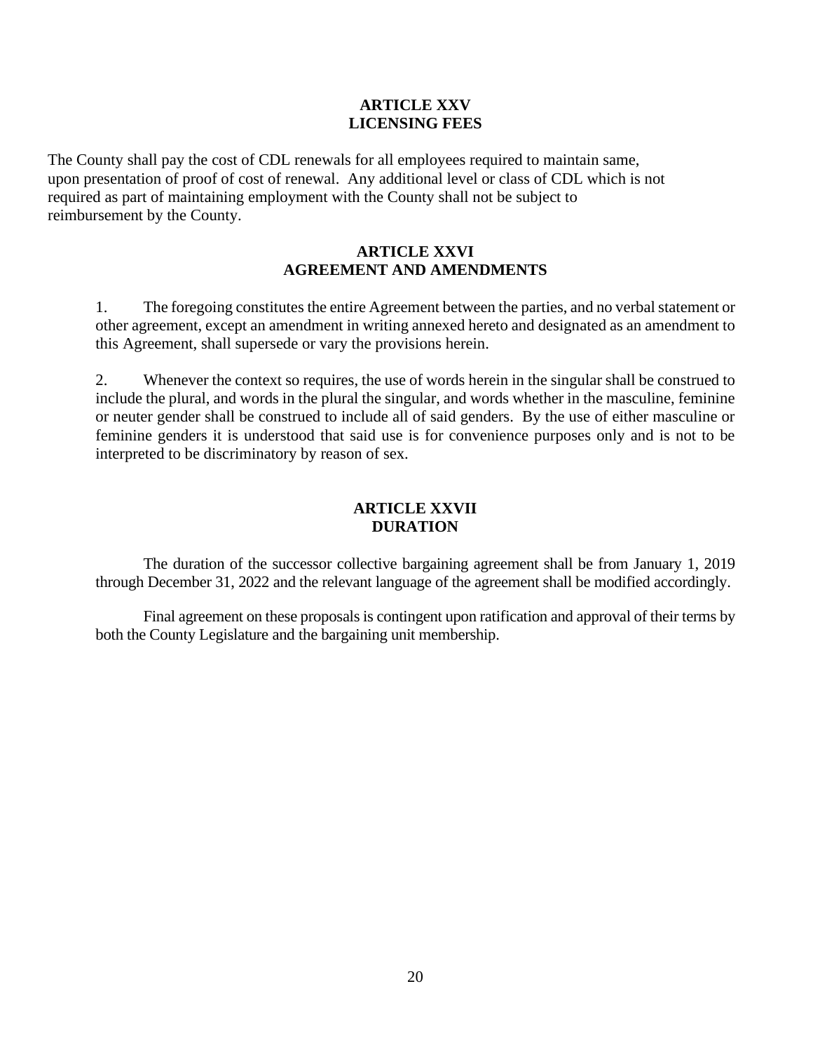## ARTICLE XXV
## LICENSING FEES

The County shall pay the cost of CDL renewals for all employees required to maintain same, upon presentation of proof of cost of renewal. Any additional level or class of CDL which is not required as part of maintaining employment with the County shall not be subject to reimbursement by the County.

## ARTICLE XXVI
## AGREEMENT AND AMENDMENTS

1. The foregoing constitutes the entire Agreement between the parties, and no verbal statement or other agreement, except an amendment in writing annexed hereto and designated as an amendment to this Agreement, shall supersede or vary the provisions herein.

2. Whenever the context so requires, the use of words herein in the singular shall be construed to include the plural, and words in the plural the singular, and words whether in the masculine, feminine or neuter gender shall be construed to include all of said genders. By the use of either masculine or feminine genders it is understood that said use is for convenience purposes only and is not to be interpreted to be discriminatory by reason of sex.

## ARTICLE XXVII
## DURATION

The duration of the successor collective bargaining agreement shall be from January 1, 2019 through December 31, 2022 and the relevant language of the agreement shall be modified accordingly.

Final agreement on these proposals is contingent upon ratification and approval of their terms by both the County Legislature and the bargaining unit membership.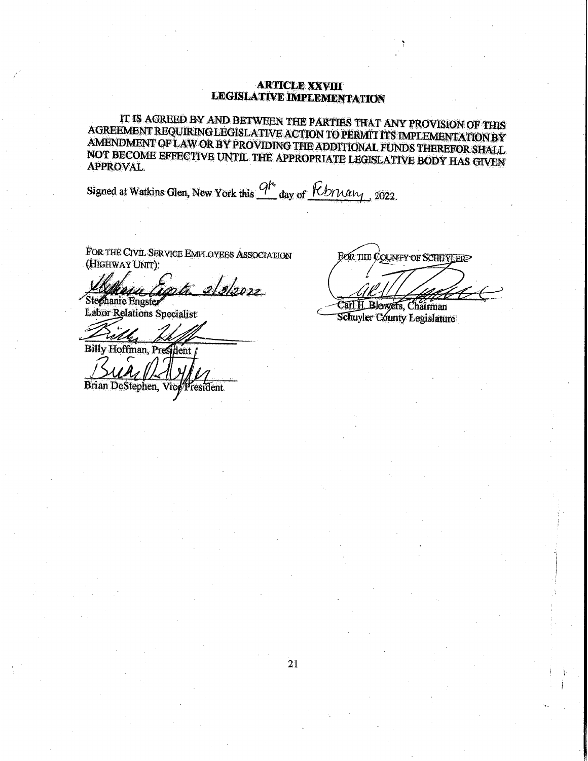## ARTICLE XXVIII
## LEGISLATIVE IMPLEMENTATION

IT IS AGREED BY AND BETWEEN THE PARTIES THAT ANY PROVISION OF THIS AGREEMENT REQUIRING LEGISLATIVE ACTION TO PERMIT ITS IMPLEMENTATION BY AMENDMENT OF LAW OR BY PROVIDING THE ADDITIONAL FUNDS THEREFOR SHALL NOT BECOME EFFECTIVE UNTIL THE APPROPRIATE LEGISLATIVE BODY HAS GIVEN APPROVAL.

Signed at Watkins Glen, New York this 9th day of February, 2022.

FOR THE CIVIL SERVICE EMPLOYEES ASSOCIATION (HIGHWAY UNIT):

Stephanie Engster 2/3/2022
Stephanie Engster
Labor Relations Specialist

Billy Hoffman, President

Brian DeStephen, Vice President

FOR THE COUNTY OF SCHUYLER:

Carl H. Blowers, Chairman
Schuyler County Legislature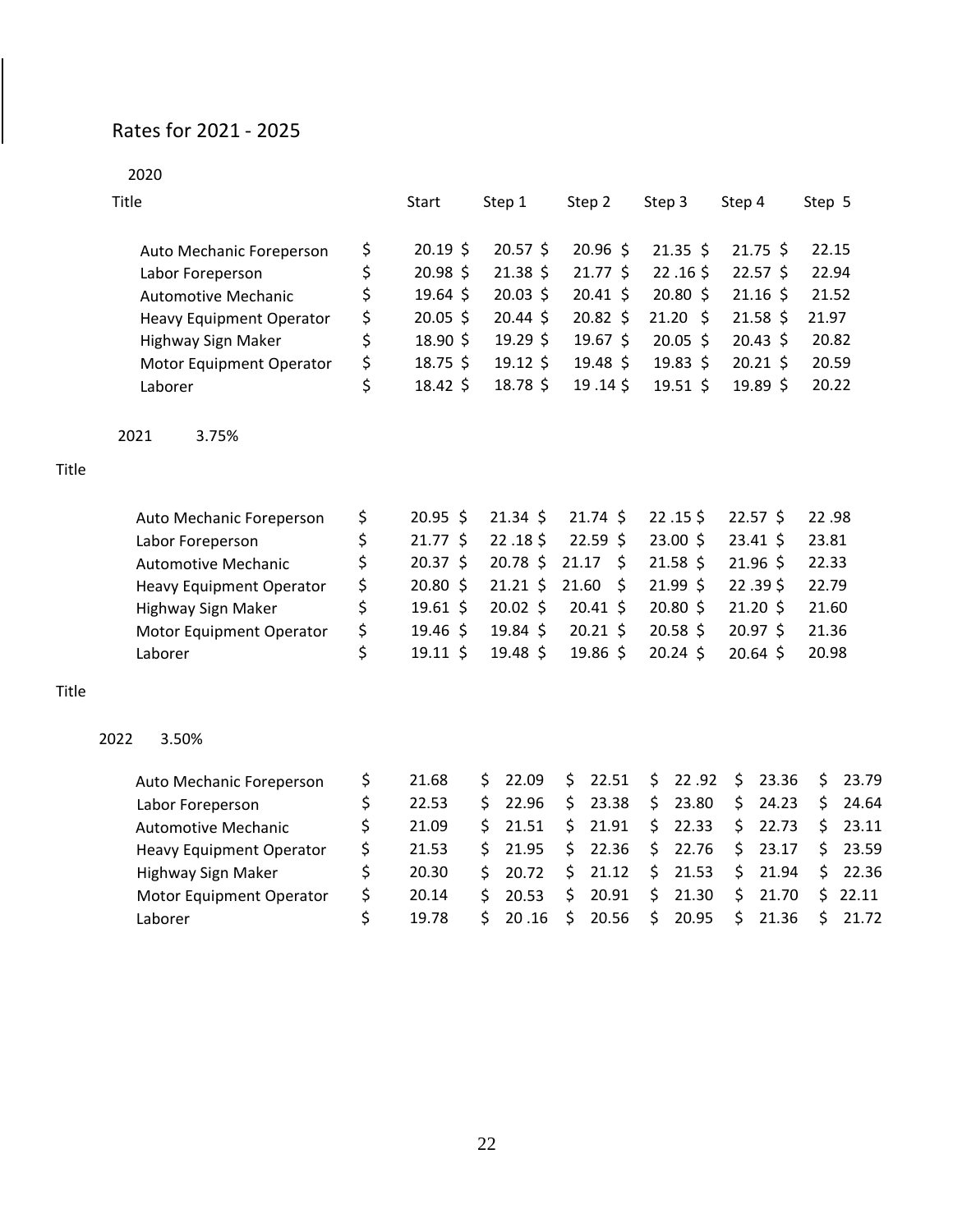Rates for 2021 - 2025

2020

| Title | Start | Step 1 | Step 2 | Step 3 | Step 4 | Step 5 |
|---|---|---|---|---|---|---|
| Auto Mechanic Foreperson | $ 20.19 | $ 20.57 | $ 20.96 | $ 21.35 | $ 21.75 | $ 22.15 |
| Labor Foreperson | $ 20.98 | $ 21.38 | $ 21.77 | $ 22 .16 | $ 22.57 | $ 22.94 |
| Automotive Mechanic | $ 19.64 | $ 20.03 | $ 20.41 | $ 20.80 | $ 21.16 | $ 21.52 |
| Heavy Equipment Operator | $ 20.05 | $ 20.44 | $ 20.82 | $ 21.20 | $ 21.58 | $ 21.97 |
| Highway Sign Maker | $ 18.90 | $ 19.29 | $ 19.67 | $ 20.05 | $ 20.43 | $ 20.82 |
| Motor Equipment Operator | $ 18.75 | $ 19.12 | $ 19.48 | $ 19.83 | $ 20.21 | $ 20.59 |
| Laborer | $ 18.42 | $ 18.78 | $ 19 .14 | $ 19.51 | $ 19.89 | $ 20.22 |

2021 3.75%

| Title | Start | Step 1 | Step 2 | Step 3 | Step 4 | Step 5 |
|---|---|---|---|---|---|---|
| Auto Mechanic Foreperson | $ 20.95 | $ 21.34 | $ 21.74 | $ 22 .15 | $ 22.57 | $ 22 .98 |
| Labor Foreperson | $ 21.77 | $ 22 .18 | $ 22.59 | $ 23.00 | $ 23.41 | $ 23.81 |
| Automotive Mechanic | $ 20.37 | $ 20.78 | $ 21.17 | $ 21.58 | $ 21.96 | $ 22.33 |
| Heavy Equipment Operator | $ 20.80 | $ 21.21 | $ 21.60 | $ 21.99 | $ 22 .39 | $ 22.79 |
| Highway Sign Maker | $ 19.61 | $ 20.02 | $ 20.41 | $ 20.80 | $ 21.20 | $ 21.60 |
| Motor Equipment Operator | $ 19.46 | $ 19.84 | $ 20.21 | $ 20.58 | $ 20.97 | $ 21.36 |
| Laborer | $ 19.11 | $ 19.48 | $ 19.86 | $ 20.24 | $ 20.64 | $ 20.98 |

2022 3.50%

| Title | Start | Step 1 | Step 2 | Step 3 | Step 4 | Step 5 |
|---|---|---|---|---|---|---|
| Auto Mechanic Foreperson | $ 21.68 | $ 22.09 | $ 22.51 | $ 22 .92 | $ 23.36 | $ 23.79 |
| Labor Foreperson | $ 22.53 | $ 22.96 | $ 23.38 | $ 23.80 | $ 24.23 | $ 24.64 |
| Automotive Mechanic | $ 21.09 | $ 21.51 | $ 21.91 | $ 22.33 | $ 22.73 | $ 23.11 |
| Heavy Equipment Operator | $ 21.53 | $ 21.95 | $ 22.36 | $ 22.76 | $ 23.17 | $ 23.59 |
| Highway Sign Maker | $ 20.30 | $ 20.72 | $ 21.12 | $ 21.53 | $ 21.94 | $ 22.36 |
| Motor Equipment Operator | $ 20.14 | $ 20.53 | $ 20.91 | $ 21.30 | $ 21.70 | $ 22.11 |
| Laborer | $ 19.78 | $ 20 .16 | $ 20.56 | $ 20.95 | $ 21.36 | $ 21.72 |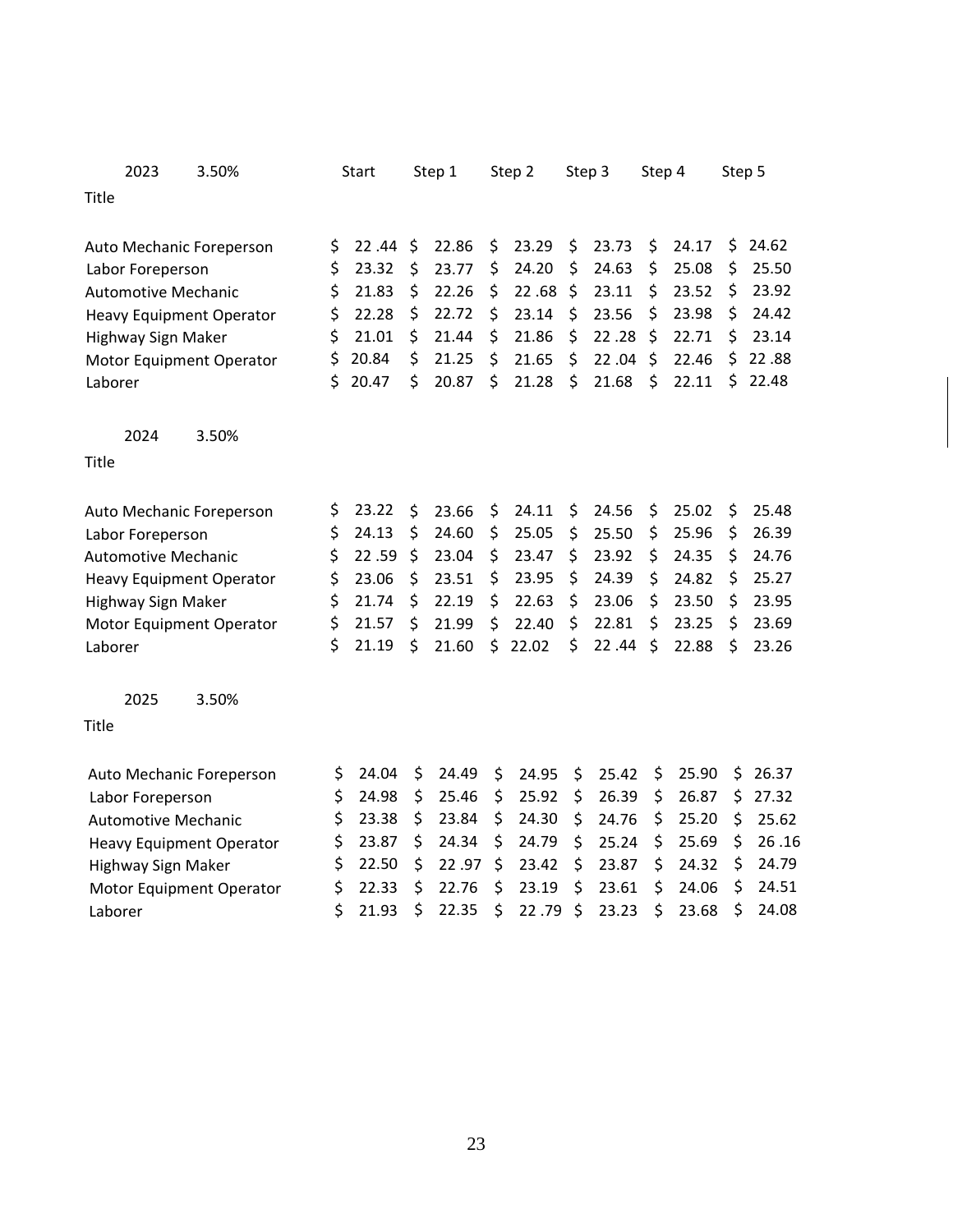| 2023 | 3.50% | Start | Step 1 | Step 2 | Step 3 | Step 4 | Step 5 |
|---|---|---|---|---|---|---|---|
| Title | | | | | | | |
| Auto Mechanic Foreperson | | $ 22 .44 | $ 22.86 | $ 23.29 | $ 23.73 | $ 24.17 | $ 24.62 |
| Labor Foreperson | | $ 23.32 | $ 23.77 | $ 24.20 | $ 24.63 | $ 25.08 | $ 25.50 |
| Automotive Mechanic | | $ 21.83 | $ 22.26 | $ 22 .68 | $ 23.11 | $ 23.52 | $ 23.92 |
| Heavy Equipment Operator | | $ 22.28 | $ 22.72 | $ 23.14 | $ 23.56 | $ 23.98 | $ 24.42 |
| Highway Sign Maker | | $ 21.01 | $ 21.44 | $ 21.86 | $ 22 .28 | $ 22.71 | $ 23.14 |
| Motor Equipment Operator | | $ 20.84 | $ 21.25 | $ 21.65 | $ 22 .04 | $ 22.46 | $ 22 .88 |
| Laborer | | $ 20.47 | $ 20.87 | $ 21.28 | $ 21.68 | $ 22.11 | $ 22.48 |

| 2024 | 3.50% | | | | | | |
|---|---|---|---|---|---|---|---|
| Title | | | | | | | |
| Auto Mechanic Foreperson | | $ 23.22 | $ 23.66 | $ 24.11 | $ 24.56 | $ 25.02 | $ 25.48 |
| Labor Foreperson | | $ 24.13 | $ 24.60 | $ 25.05 | $ 25.50 | $ 25.96 | $ 26.39 |
| Automotive Mechanic | | $ 22 .59 | $ 23.04 | $ 23.47 | $ 23.92 | $ 24.35 | $ 24.76 |
| Heavy Equipment Operator | | $ 23.06 | $ 23.51 | $ 23.95 | $ 24.39 | $ 24.82 | $ 25.27 |
| Highway Sign Maker | | $ 21.74 | $ 22.19 | $ 22.63 | $ 23.06 | $ 23.50 | $ 23.95 |
| Motor Equipment Operator | | $ 21.57 | $ 21.99 | $ 22.40 | $ 22.81 | $ 23.25 | $ 23.69 |
| Laborer | | $ 21.19 | $ 21.60 | $ 22.02 | $ 22 .44 | $ 22.88 | $ 23.26 |

| 2025 | 3.50% | | | | | | |
|---|---|---|---|---|---|---|---|
| Title | | | | | | | |
| Auto Mechanic Foreperson | | $ 24.04 | $ 24.49 | $ 24.95 | $ 25.42 | $ 25.90 | $ 26.37 |
| Labor Foreperson | | $ 24.98 | $ 25.46 | $ 25.92 | $ 26.39 | $ 26.87 | $ 27.32 |
| Automotive Mechanic | | $ 23.38 | $ 23.84 | $ 24.30 | $ 24.76 | $ 25.20 | $ 25.62 |
| Heavy Equipment Operator | | $ 23.87 | $ 24.34 | $ 24.79 | $ 25.24 | $ 25.69 | $ 26 .16 |
| Highway Sign Maker | | $ 22.50 | $ 22 .97 | $ 23.42 | $ 23.87 | $ 24.32 | $ 24.79 |
| Motor Equipment Operator | | $ 22.33 | $ 22.76 | $ 23.19 | $ 23.61 | $ 24.06 | $ 24.51 |
| Laborer | | $ 21.93 | $ 22.35 | $ 22 .79 | $ 23.23 | $ 23.68 | $ 24.08 |